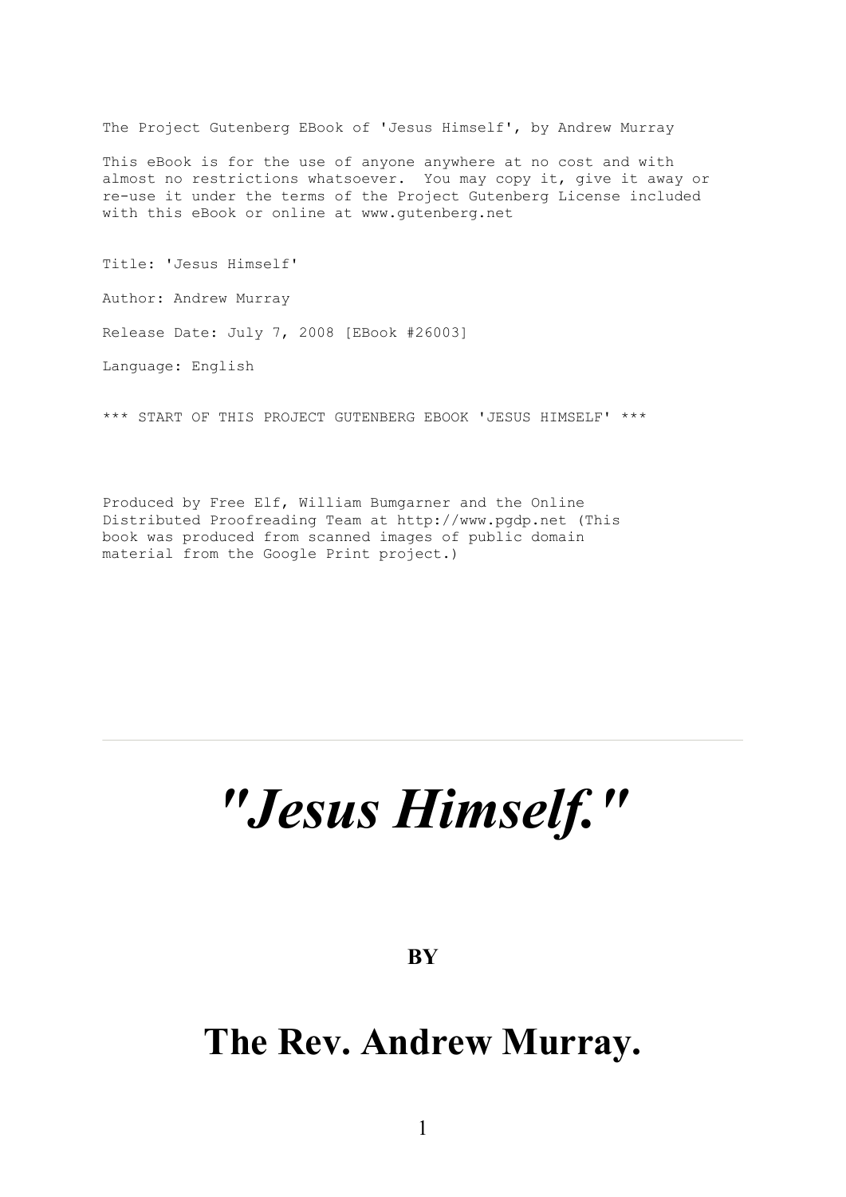The Project Gutenberg EBook of 'Jesus Himself', by Andrew Murray

This eBook is for the use of anyone anywhere at no cost and with almost no restrictions whatsoever. You may copy it, give it away or re-use it under the terms of the Project Gutenberg License included with this eBook or online at www.gutenberg.net

Title: 'Jesus Himself'

Author: Andrew Murray

Release Date: July 7, 2008 [EBook #26003]

Language: English

*** START OF THIS PROJECT GUTENBERG EBOOK 'JESUS HIMSELF' ***

Produced by Free Elf, William Bumgarner and the Online Distributed Proofreading Team at http://www.pgdp.net (This book was produced from scanned images of public domain material from the Google Print project.)

---

# *"Jesus Himself."*

**BY**

## The Rev. Andrew Murray.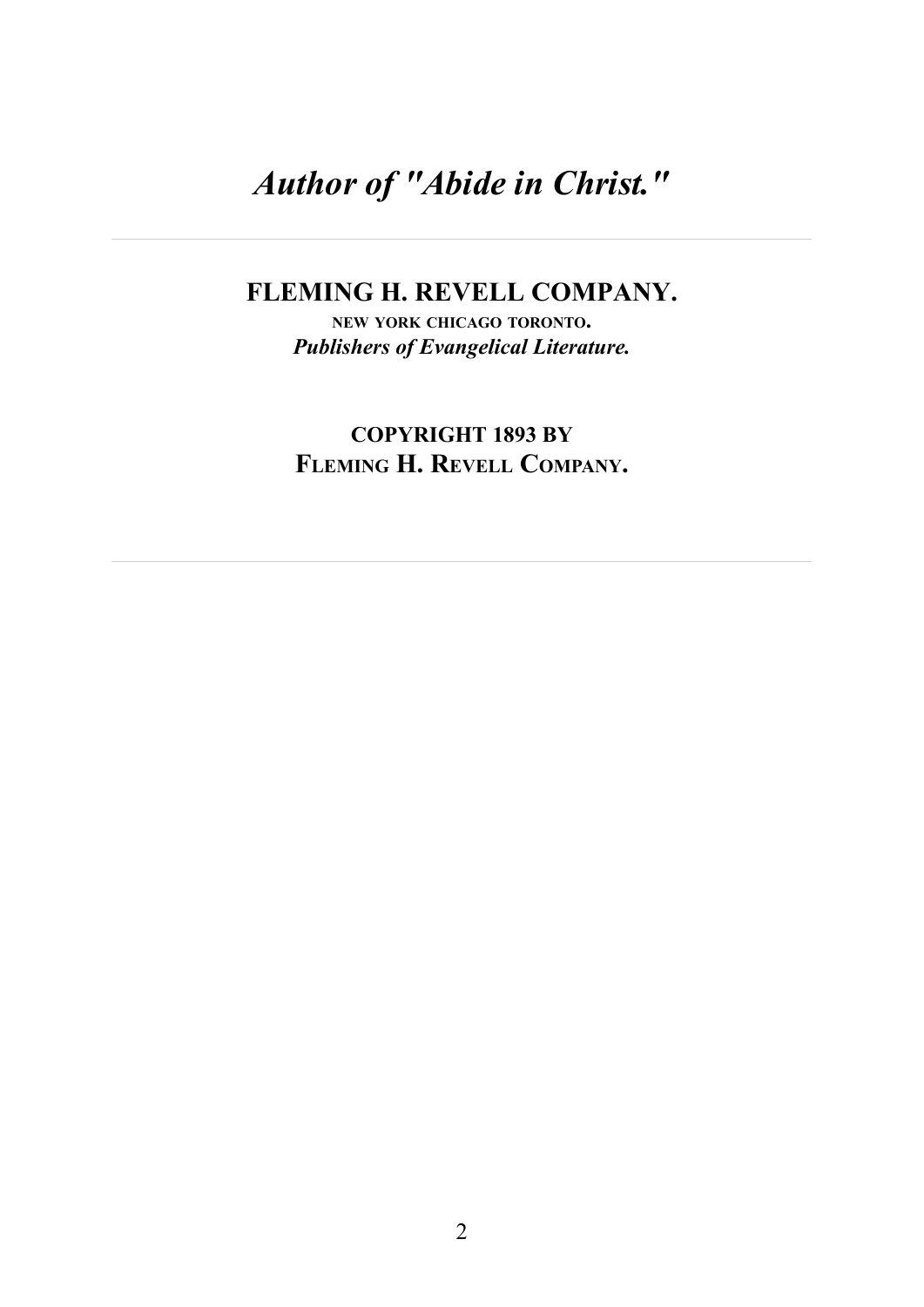## *Author of "Abide in Christ."*

---

**FLEMING H. REVELL COMPANY.**

**NEW YORK CHICAGO TORONTO.**
***Publishers of Evangelical Literature.***

**COPYRIGHT 1893 BY**
**FLEMING H. REVELL COMPANY.**

---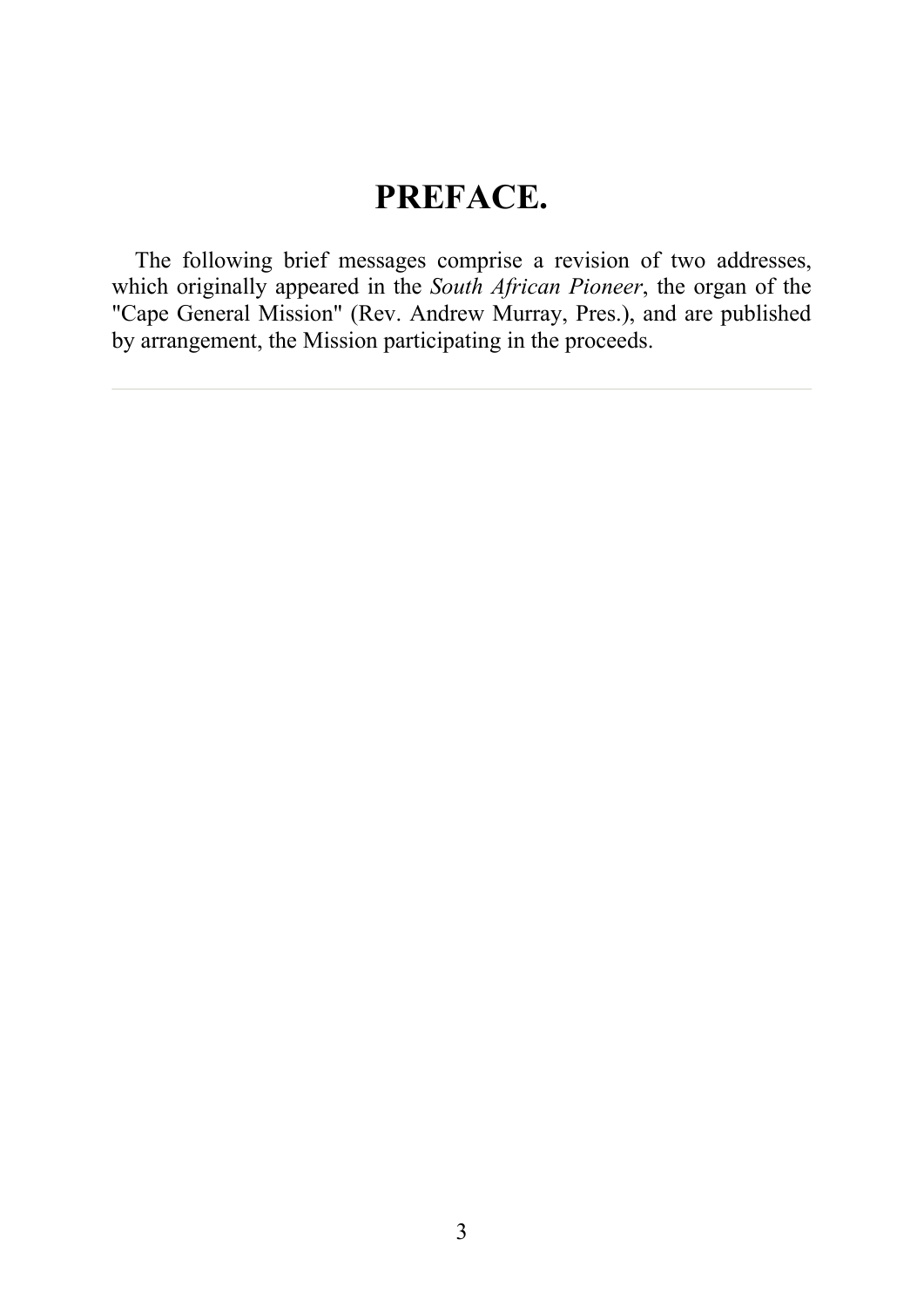# PREFACE.

The following brief messages comprise a revision of two addresses, which originally appeared in the *South African Pioneer*, the organ of the "Cape General Mission" (Rev. Andrew Murray, Pres.), and are published by arrangement, the Mission participating in the proceeds.

---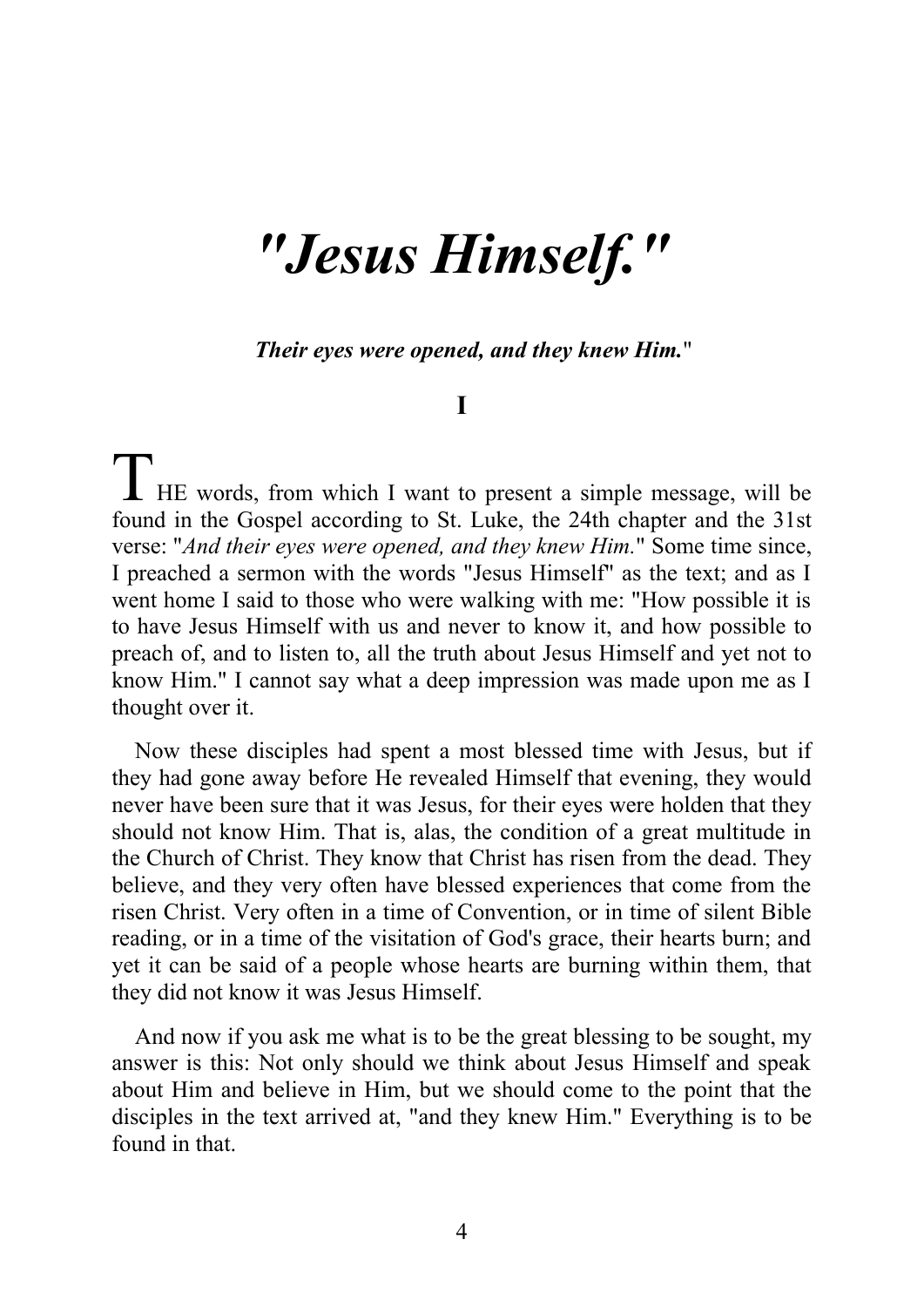# *"Jesus Himself."*

***Their eyes were opened, and they knew Him.***"

**I**

THE words, from which I want to present a simple message, will be found in the Gospel according to St. Luke, the 24th chapter and the 31st verse: "*And their eyes were opened, and they knew Him.*" Some time since, I preached a sermon with the words "Jesus Himself" as the text; and as I went home I said to those who were walking with me: "How possible it is to have Jesus Himself with us and never to know it, and how possible to preach of, and to listen to, all the truth about Jesus Himself and yet not to know Him." I cannot say what a deep impression was made upon me as I thought over it.

Now these disciples had spent a most blessed time with Jesus, but if they had gone away before He revealed Himself that evening, they would never have been sure that it was Jesus, for their eyes were holden that they should not know Him. That is, alas, the condition of a great multitude in the Church of Christ. They know that Christ has risen from the dead. They believe, and they very often have blessed experiences that come from the risen Christ. Very often in a time of Convention, or in time of silent Bible reading, or in a time of the visitation of God's grace, their hearts burn; and yet it can be said of a people whose hearts are burning within them, that they did not know it was Jesus Himself.

And now if you ask me what is to be the great blessing to be sought, my answer is this: Not only should we think about Jesus Himself and speak about Him and believe in Him, but we should come to the point that the disciples in the text arrived at, "and they knew Him." Everything is to be found in that.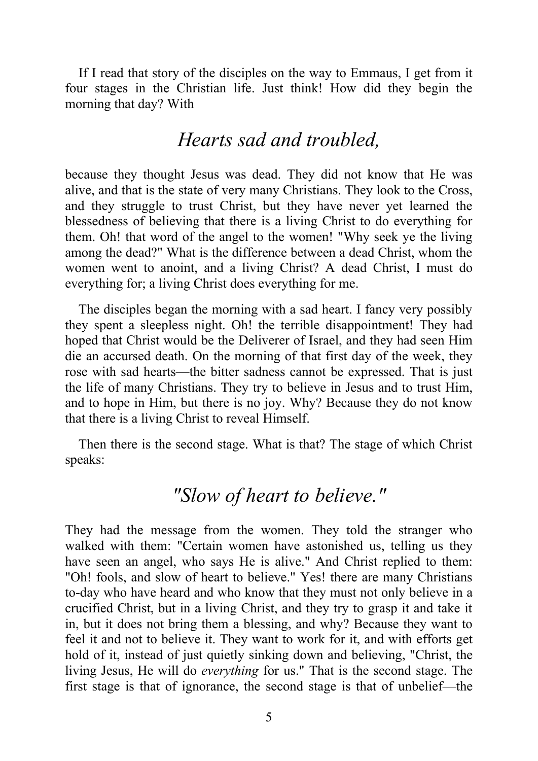If I read that story of the disciples on the way to Emmaus, I get from it four stages in the Christian life. Just think! How did they begin the morning that day? With

## *Hearts sad and troubled,*

because they thought Jesus was dead. They did not know that He was alive, and that is the state of very many Christians. They look to the Cross, and they struggle to trust Christ, but they have never yet learned the blessedness of believing that there is a living Christ to do everything for them. Oh! that word of the angel to the women! "Why seek ye the living among the dead?" What is the difference between a dead Christ, whom the women went to anoint, and a living Christ? A dead Christ, I must do everything for; a living Christ does everything for me.

The disciples began the morning with a sad heart. I fancy very possibly they spent a sleepless night. Oh! the terrible disappointment! They had hoped that Christ would be the Deliverer of Israel, and they had seen Him die an accursed death. On the morning of that first day of the week, they rose with sad hearts—the bitter sadness cannot be expressed. That is just the life of many Christians. They try to believe in Jesus and to trust Him, and to hope in Him, but there is no joy. Why? Because they do not know that there is a living Christ to reveal Himself.

Then there is the second stage. What is that? The stage of which Christ speaks:

## *"Slow of heart to believe."*

They had the message from the women. They told the stranger who walked with them: "Certain women have astonished us, telling us they have seen an angel, who says He is alive." And Christ replied to them: "Oh! fools, and slow of heart to believe." Yes! there are many Christians to-day who have heard and who know that they must not only believe in a crucified Christ, but in a living Christ, and they try to grasp it and take it in, but it does not bring them a blessing, and why? Because they want to feel it and not to believe it. They want to work for it, and with efforts get hold of it, instead of just quietly sinking down and believing, "Christ, the living Jesus, He will do *everything* for us." That is the second stage. The first stage is that of ignorance, the second stage is that of unbelief—the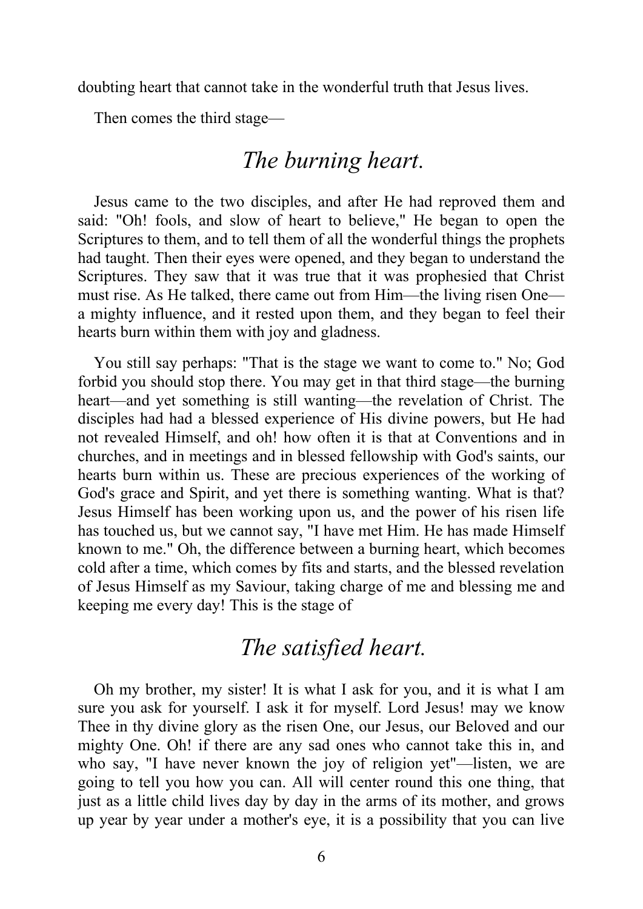doubting heart that cannot take in the wonderful truth that Jesus lives.

Then comes the third stage—

## *The burning heart.*

Jesus came to the two disciples, and after He had reproved them and said: "Oh! fools, and slow of heart to believe," He began to open the Scriptures to them, and to tell them of all the wonderful things the prophets had taught. Then their eyes were opened, and they began to understand the Scriptures. They saw that it was true that it was prophesied that Christ must rise. As He talked, there came out from Him—the living risen One—a mighty influence, and it rested upon them, and they began to feel their hearts burn within them with joy and gladness.

You still say perhaps: "That is the stage we want to come to." No; God forbid you should stop there. You may get in that third stage—the burning heart—and yet something is still wanting—the revelation of Christ. The disciples had had a blessed experience of His divine powers, but He had not revealed Himself, and oh! how often it is that at Conventions and in churches, and in meetings and in blessed fellowship with God's saints, our hearts burn within us. These are precious experiences of the working of God's grace and Spirit, and yet there is something wanting. What is that? Jesus Himself has been working upon us, and the power of his risen life has touched us, but we cannot say, "I have met Him. He has made Himself known to me." Oh, the difference between a burning heart, which becomes cold after a time, which comes by fits and starts, and the blessed revelation of Jesus Himself as my Saviour, taking charge of me and blessing me and keeping me every day! This is the stage of

## *The satisfied heart.*

Oh my brother, my sister! It is what I ask for you, and it is what I am sure you ask for yourself. I ask it for myself. Lord Jesus! may we know Thee in thy divine glory as the risen One, our Jesus, our Beloved and our mighty One. Oh! if there are any sad ones who cannot take this in, and who say, "I have never known the joy of religion yet"—listen, we are going to tell you how you can. All will center round this one thing, that just as a little child lives day by day in the arms of its mother, and grows up year by year under a mother's eye, it is a possibility that you can live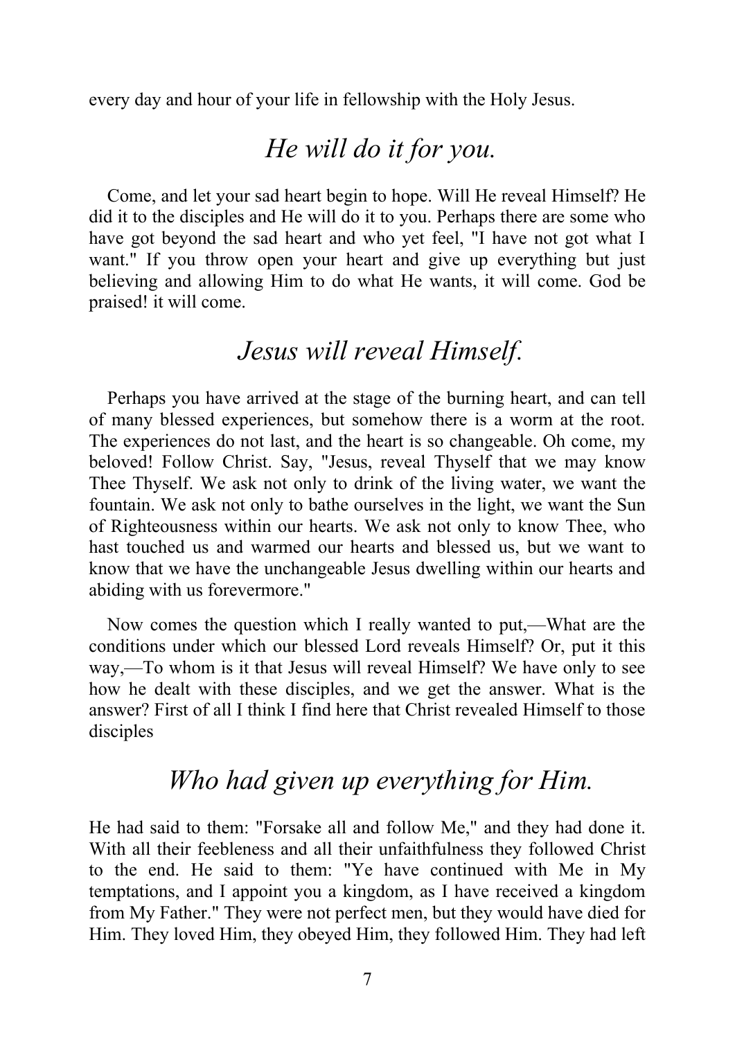every day and hour of your life in fellowship with the Holy Jesus.

## *He will do it for you.*

Come, and let your sad heart begin to hope. Will He reveal Himself? He did it to the disciples and He will do it to you. Perhaps there are some who have got beyond the sad heart and who yet feel, "I have not got what I want." If you throw open your heart and give up everything but just believing and allowing Him to do what He wants, it will come. God be praised! it will come.

## *Jesus will reveal Himself.*

Perhaps you have arrived at the stage of the burning heart, and can tell of many blessed experiences, but somehow there is a worm at the root. The experiences do not last, and the heart is so changeable. Oh come, my beloved! Follow Christ. Say, "Jesus, reveal Thyself that we may know Thee Thyself. We ask not only to drink of the living water, we want the fountain. We ask not only to bathe ourselves in the light, we want the Sun of Righteousness within our hearts. We ask not only to know Thee, who hast touched us and warmed our hearts and blessed us, but we want to know that we have the unchangeable Jesus dwelling within our hearts and abiding with us forevermore."

Now comes the question which I really wanted to put,—What are the conditions under which our blessed Lord reveals Himself? Or, put it this way,—To whom is it that Jesus will reveal Himself? We have only to see how he dealt with these disciples, and we get the answer. What is the answer? First of all I think I find here that Christ revealed Himself to those disciples

## *Who had given up everything for Him.*

He had said to them: "Forsake all and follow Me," and they had done it. With all their feebleness and all their unfaithfulness they followed Christ to the end. He said to them: "Ye have continued with Me in My temptations, and I appoint you a kingdom, as I have received a kingdom from My Father." They were not perfect men, but they would have died for Him. They loved Him, they obeyed Him, they followed Him. They had left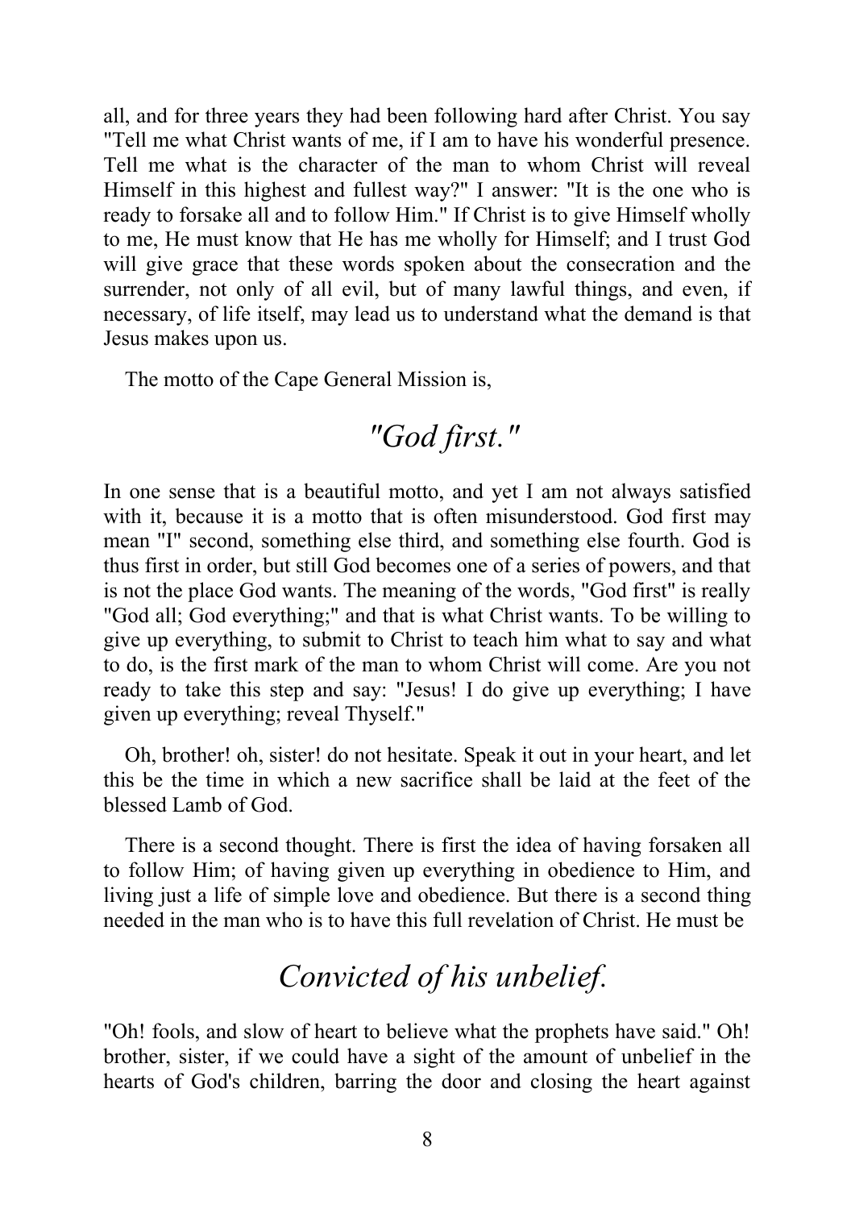all, and for three years they had been following hard after Christ. You say "Tell me what Christ wants of me, if I am to have his wonderful presence. Tell me what is the character of the man to whom Christ will reveal Himself in this highest and fullest way?" I answer: "It is the one who is ready to forsake all and to follow Him." If Christ is to give Himself wholly to me, He must know that He has me wholly for Himself; and I trust God will give grace that these words spoken about the consecration and the surrender, not only of all evil, but of many lawful things, and even, if necessary, of life itself, may lead us to understand what the demand is that Jesus makes upon us.

The motto of the Cape General Mission is,

## *"God first."*

In one sense that is a beautiful motto, and yet I am not always satisfied with it, because it is a motto that is often misunderstood. God first may mean "I" second, something else third, and something else fourth. God is thus first in order, but still God becomes one of a series of powers, and that is not the place God wants. The meaning of the words, "God first" is really "God all; God everything;" and that is what Christ wants. To be willing to give up everything, to submit to Christ to teach him what to say and what to do, is the first mark of the man to whom Christ will come. Are you not ready to take this step and say: "Jesus! I do give up everything; I have given up everything; reveal Thyself."

Oh, brother! oh, sister! do not hesitate. Speak it out in your heart, and let this be the time in which a new sacrifice shall be laid at the feet of the blessed Lamb of God.

There is a second thought. There is first the idea of having forsaken all to follow Him; of having given up everything in obedience to Him, and living just a life of simple love and obedience. But there is a second thing needed in the man who is to have this full revelation of Christ. He must be

## *Convicted of his unbelief.*

"Oh! fools, and slow of heart to believe what the prophets have said." Oh! brother, sister, if we could have a sight of the amount of unbelief in the hearts of God's children, barring the door and closing the heart against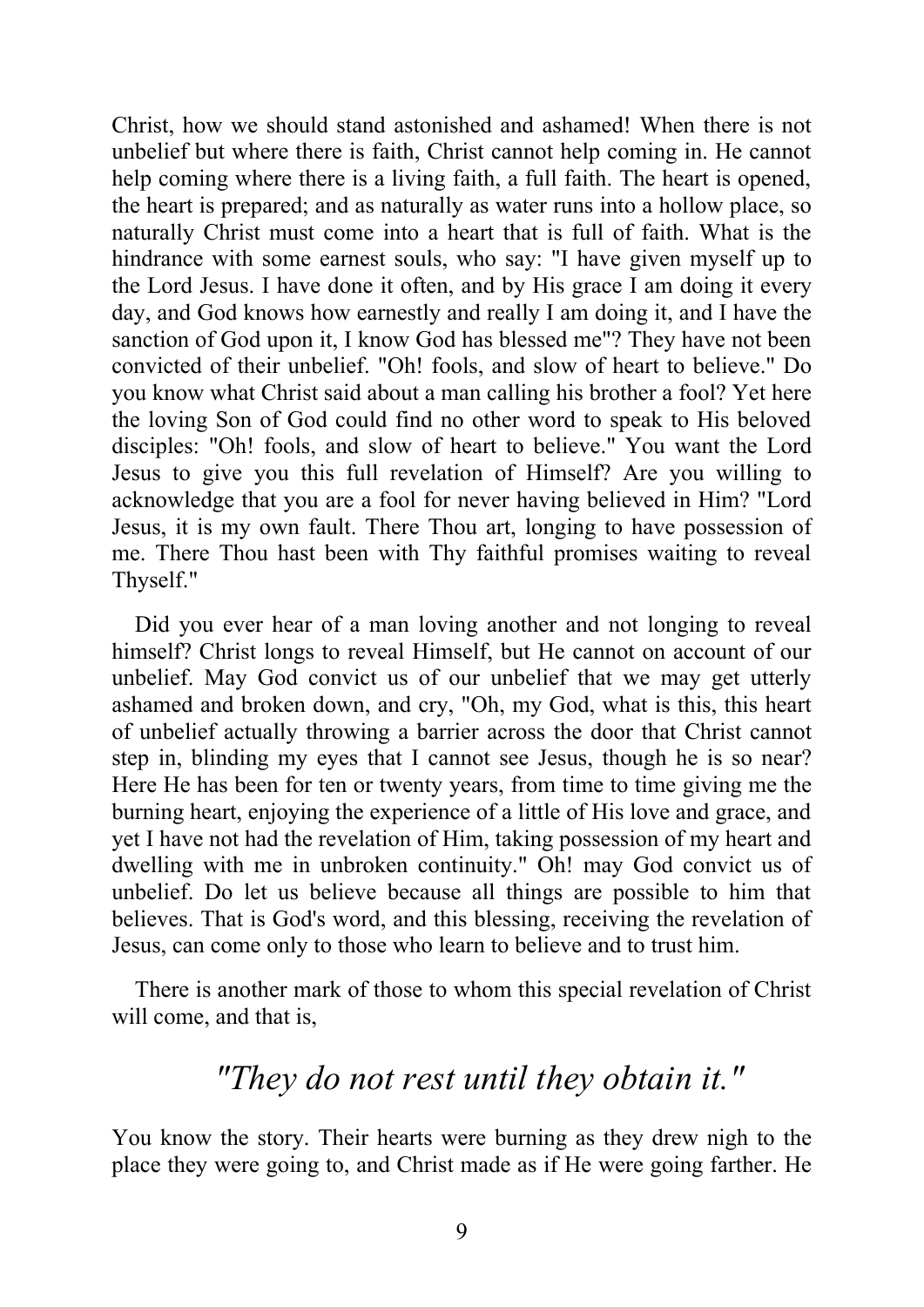Christ, how we should stand astonished and ashamed! When there is not unbelief but where there is faith, Christ cannot help coming in. He cannot help coming where there is a living faith, a full faith. The heart is opened, the heart is prepared; and as naturally as water runs into a hollow place, so naturally Christ must come into a heart that is full of faith. What is the hindrance with some earnest souls, who say: "I have given myself up to the Lord Jesus. I have done it often, and by His grace I am doing it every day, and God knows how earnestly and really I am doing it, and I have the sanction of God upon it, I know God has blessed me"? They have not been convicted of their unbelief. "Oh! fools, and slow of heart to believe." Do you know what Christ said about a man calling his brother a fool? Yet here the loving Son of God could find no other word to speak to His beloved disciples: "Oh! fools, and slow of heart to believe." You want the Lord Jesus to give you this full revelation of Himself? Are you willing to acknowledge that you are a fool for never having believed in Him? "Lord Jesus, it is my own fault. There Thou art, longing to have possession of me. There Thou hast been with Thy faithful promises waiting to reveal Thyself."

Did you ever hear of a man loving another and not longing to reveal himself? Christ longs to reveal Himself, but He cannot on account of our unbelief. May God convict us of our unbelief that we may get utterly ashamed and broken down, and cry, "Oh, my God, what is this, this heart of unbelief actually throwing a barrier across the door that Christ cannot step in, blinding my eyes that I cannot see Jesus, though he is so near? Here He has been for ten or twenty years, from time to time giving me the burning heart, enjoying the experience of a little of His love and grace, and yet I have not had the revelation of Him, taking possession of my heart and dwelling with me in unbroken continuity." Oh! may God convict us of unbelief. Do let us believe because all things are possible to him that believes. That is God's word, and this blessing, receiving the revelation of Jesus, can come only to those who learn to believe and to trust him.

There is another mark of those to whom this special revelation of Christ will come, and that is,

## *"They do not rest until they obtain it."*

You know the story. Their hearts were burning as they drew nigh to the place they were going to, and Christ made as if He were going farther. He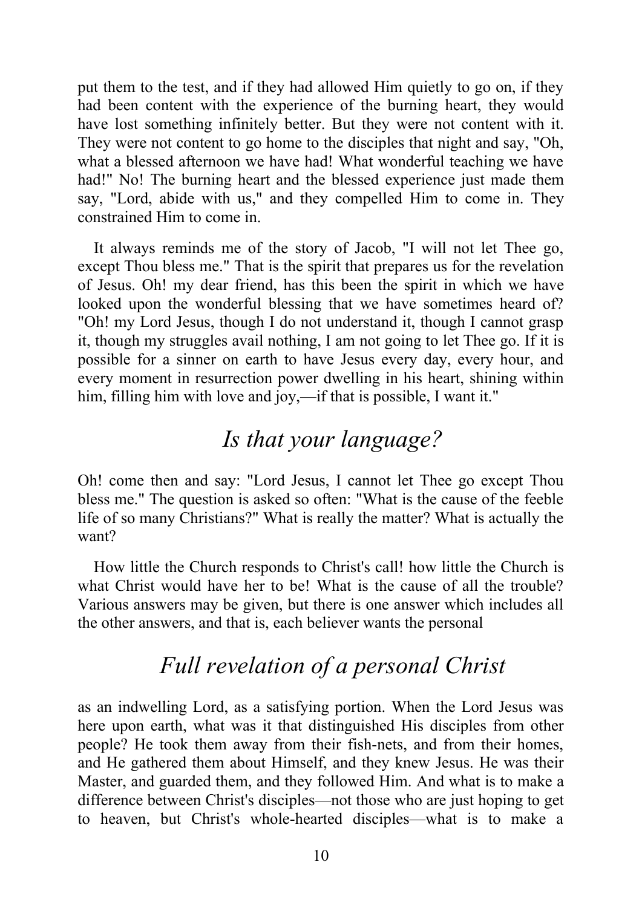put them to the test, and if they had allowed Him quietly to go on, if they had been content with the experience of the burning heart, they would have lost something infinitely better. But they were not content with it. They were not content to go home to the disciples that night and say, "Oh, what a blessed afternoon we have had! What wonderful teaching we have had!" No! The burning heart and the blessed experience just made them say, "Lord, abide with us," and they compelled Him to come in. They constrained Him to come in.

It always reminds me of the story of Jacob, "I will not let Thee go, except Thou bless me." That is the spirit that prepares us for the revelation of Jesus. Oh! my dear friend, has this been the spirit in which we have looked upon the wonderful blessing that we have sometimes heard of? "Oh! my Lord Jesus, though I do not understand it, though I cannot grasp it, though my struggles avail nothing, I am not going to let Thee go. If it is possible for a sinner on earth to have Jesus every day, every hour, and every moment in resurrection power dwelling in his heart, shining within him, filling him with love and joy,—if that is possible, I want it."

## *Is that your language?*

Oh! come then and say: "Lord Jesus, I cannot let Thee go except Thou bless me." The question is asked so often: "What is the cause of the feeble life of so many Christians?" What is really the matter? What is actually the want?

How little the Church responds to Christ's call! how little the Church is what Christ would have her to be! What is the cause of all the trouble? Various answers may be given, but there is one answer which includes all the other answers, and that is, each believer wants the personal

## *Full revelation of a personal Christ*

as an indwelling Lord, as a satisfying portion. When the Lord Jesus was here upon earth, what was it that distinguished His disciples from other people? He took them away from their fish-nets, and from their homes, and He gathered them about Himself, and they knew Jesus. He was their Master, and guarded them, and they followed Him. And what is to make a difference between Christ's disciples—not those who are just hoping to get to heaven, but Christ's whole-hearted disciples—what is to make a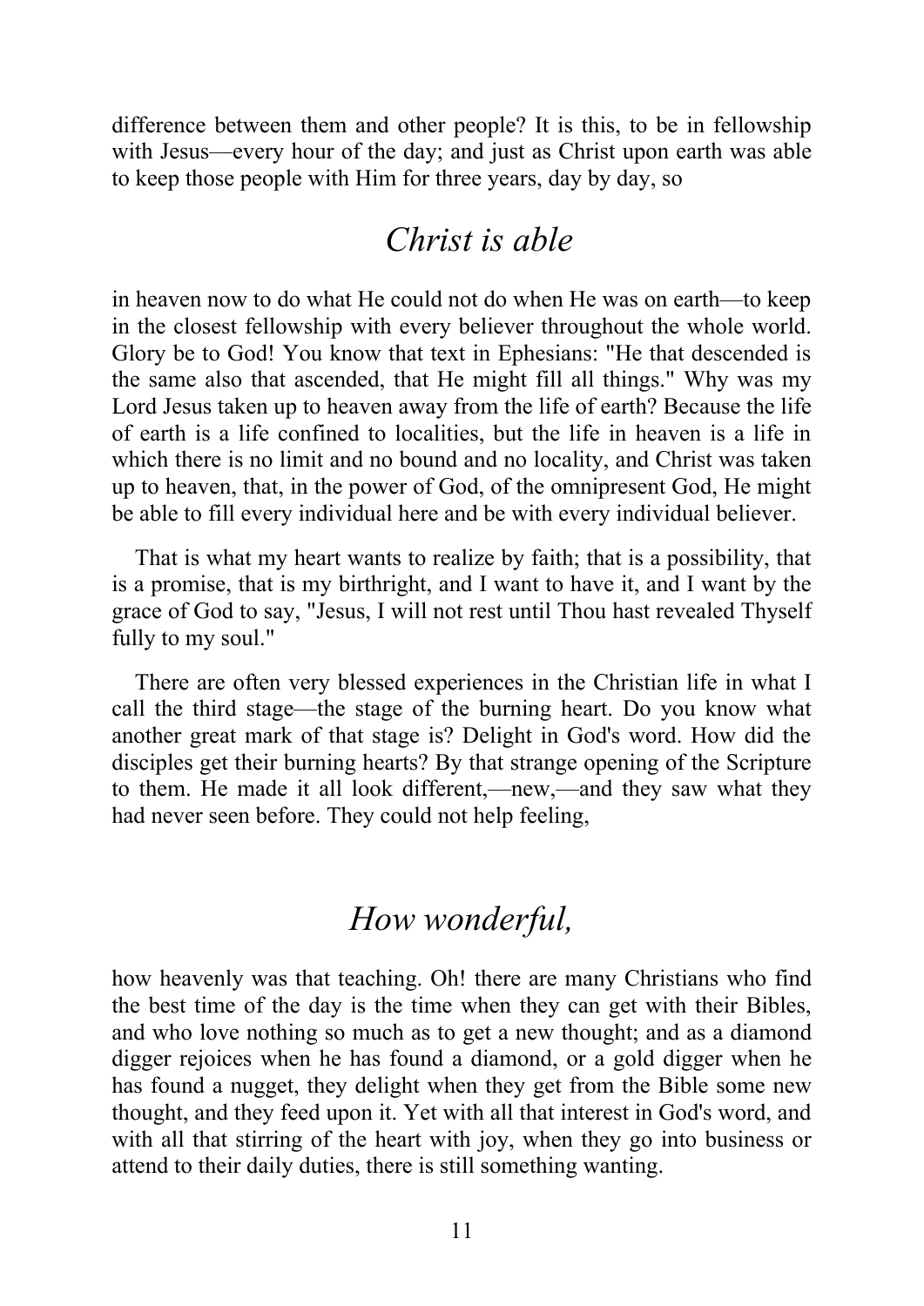difference between them and other people? It is this, to be in fellowship with Jesus—every hour of the day; and just as Christ upon earth was able to keep those people with Him for three years, day by day, so

## *Christ is able*

in heaven now to do what He could not do when He was on earth—to keep in the closest fellowship with every believer throughout the whole world. Glory be to God! You know that text in Ephesians: "He that descended is the same also that ascended, that He might fill all things." Why was my Lord Jesus taken up to heaven away from the life of earth? Because the life of earth is a life confined to localities, but the life in heaven is a life in which there is no limit and no bound and no locality, and Christ was taken up to heaven, that, in the power of God, of the omnipresent God, He might be able to fill every individual here and be with every individual believer.

That is what my heart wants to realize by faith; that is a possibility, that is a promise, that is my birthright, and I want to have it, and I want by the grace of God to say, "Jesus, I will not rest until Thou hast revealed Thyself fully to my soul."

There are often very blessed experiences in the Christian life in what I call the third stage—the stage of the burning heart. Do you know what another great mark of that stage is? Delight in God's word. How did the disciples get their burning hearts? By that strange opening of the Scripture to them. He made it all look different,—new,—and they saw what they had never seen before. They could not help feeling,

## *How wonderful,*

how heavenly was that teaching. Oh! there are many Christians who find the best time of the day is the time when they can get with their Bibles, and who love nothing so much as to get a new thought; and as a diamond digger rejoices when he has found a diamond, or a gold digger when he has found a nugget, they delight when they get from the Bible some new thought, and they feed upon it. Yet with all that interest in God's word, and with all that stirring of the heart with joy, when they go into business or attend to their daily duties, there is still something wanting.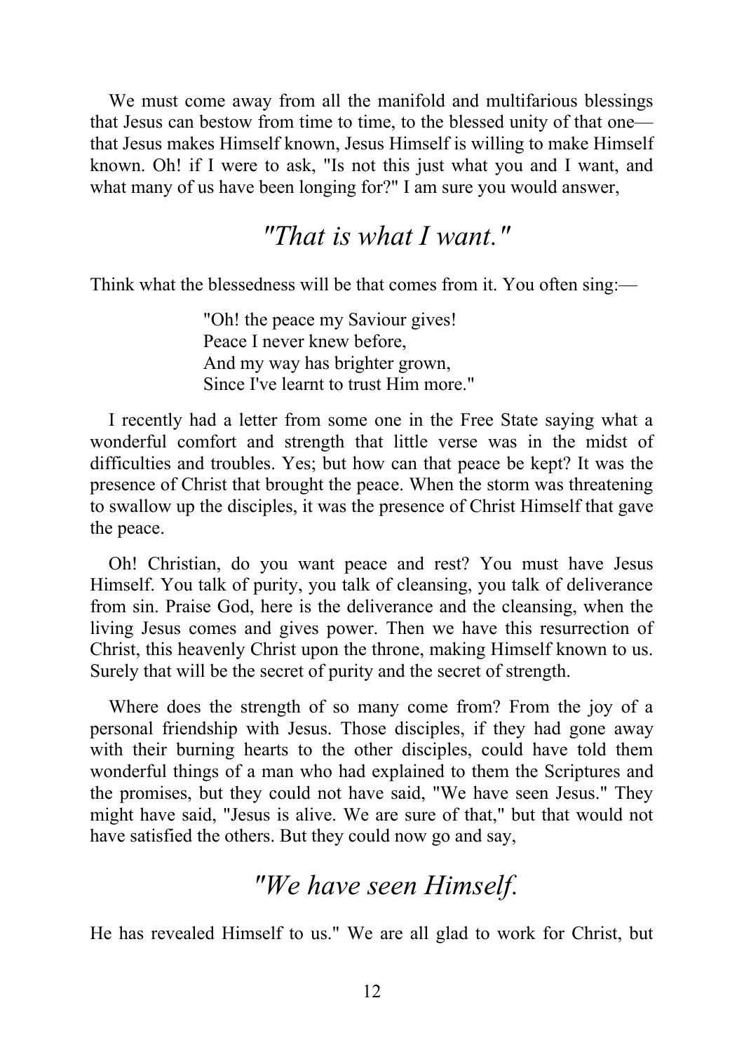We must come away from all the manifold and multifarious blessings that Jesus can bestow from time to time, to the blessed unity of that one—that Jesus makes Himself known, Jesus Himself is willing to make Himself known. Oh! if I were to ask, "Is not this just what you and I want, and what many of us have been longing for?" I am sure you would answer,

## *"That is what I want."*

Think what the blessedness will be that comes from it. You often sing:—

> "Oh! the peace my Saviour gives!  
> Peace I never knew before,  
> And my way has brighter grown,  
> Since I've learnt to trust Him more."

I recently had a letter from some one in the Free State saying what a wonderful comfort and strength that little verse was in the midst of difficulties and troubles. Yes; but how can that peace be kept? It was the presence of Christ that brought the peace. When the storm was threatening to swallow up the disciples, it was the presence of Christ Himself that gave the peace.

Oh! Christian, do you want peace and rest? You must have Jesus Himself. You talk of purity, you talk of cleansing, you talk of deliverance from sin. Praise God, here is the deliverance and the cleansing, when the living Jesus comes and gives power. Then we have this resurrection of Christ, this heavenly Christ upon the throne, making Himself known to us. Surely that will be the secret of purity and the secret of strength.

Where does the strength of so many come from? From the joy of a personal friendship with Jesus. Those disciples, if they had gone away with their burning hearts to the other disciples, could have told them wonderful things of a man who had explained to them the Scriptures and the promises, but they could not have said, "We have seen Jesus." They might have said, "Jesus is alive. We are sure of that," but that would not have satisfied the others. But they could now go and say,

## *"We have seen Himself.*

He has revealed Himself to us." We are all glad to work for Christ, but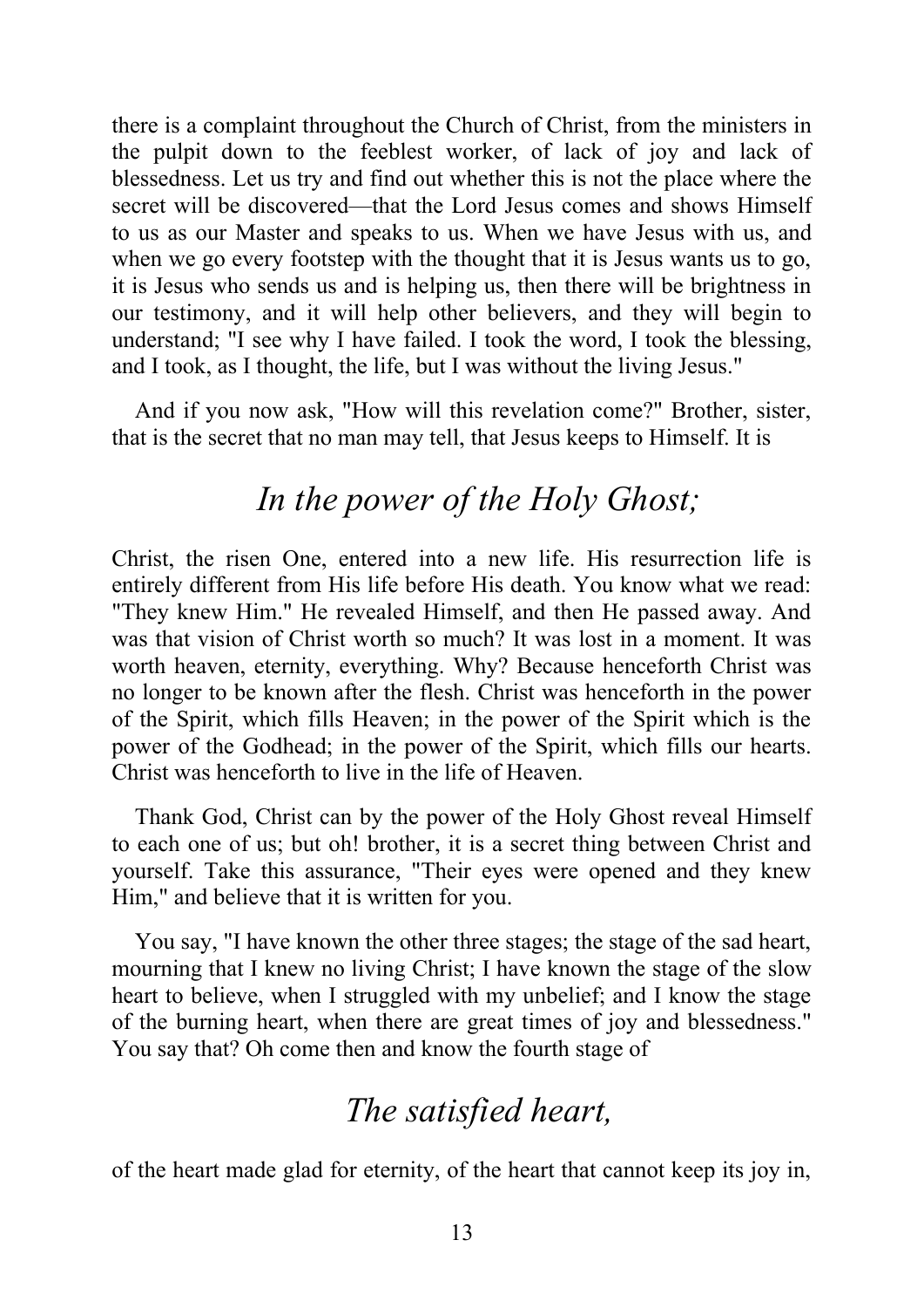there is a complaint throughout the Church of Christ, from the ministers in the pulpit down to the feeblest worker, of lack of joy and lack of blessedness. Let us try and find out whether this is not the place where the secret will be discovered—that the Lord Jesus comes and shows Himself to us as our Master and speaks to us. When we have Jesus with us, and when we go every footstep with the thought that it is Jesus wants us to go, it is Jesus who sends us and is helping us, then there will be brightness in our testimony, and it will help other believers, and they will begin to understand; "I see why I have failed. I took the word, I took the blessing, and I took, as I thought, the life, but I was without the living Jesus."

And if you now ask, "How will this revelation come?" Brother, sister, that is the secret that no man may tell, that Jesus keeps to Himself. It is

## *In the power of the Holy Ghost;*

Christ, the risen One, entered into a new life. His resurrection life is entirely different from His life before His death. You know what we read: "They knew Him." He revealed Himself, and then He passed away. And was that vision of Christ worth so much? It was lost in a moment. It was worth heaven, eternity, everything. Why? Because henceforth Christ was no longer to be known after the flesh. Christ was henceforth in the power of the Spirit, which fills Heaven; in the power of the Spirit which is the power of the Godhead; in the power of the Spirit, which fills our hearts. Christ was henceforth to live in the life of Heaven.

Thank God, Christ can by the power of the Holy Ghost reveal Himself to each one of us; but oh! brother, it is a secret thing between Christ and yourself. Take this assurance, "Their eyes were opened and they knew Him," and believe that it is written for you.

You say, "I have known the other three stages; the stage of the sad heart, mourning that I knew no living Christ; I have known the stage of the slow heart to believe, when I struggled with my unbelief; and I know the stage of the burning heart, when there are great times of joy and blessedness." You say that? Oh come then and know the fourth stage of

## *The satisfied heart,*

of the heart made glad for eternity, of the heart that cannot keep its joy in,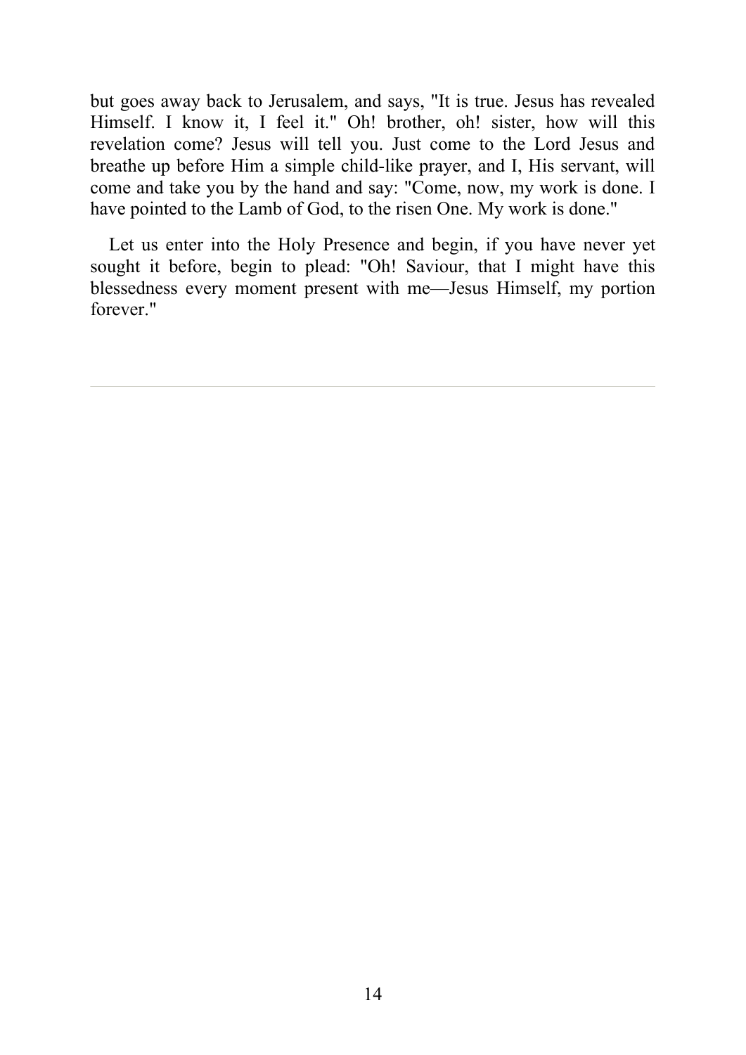but goes away back to Jerusalem, and says, "It is true. Jesus has revealed Himself. I know it, I feel it." Oh! brother, oh! sister, how will this revelation come? Jesus will tell you. Just come to the Lord Jesus and breathe up before Him a simple child-like prayer, and I, His servant, will come and take you by the hand and say: "Come, now, my work is done. I have pointed to the Lamb of God, to the risen One. My work is done."

Let us enter into the Holy Presence and begin, if you have never yet sought it before, begin to plead: "Oh! Saviour, that I might have this blessedness every moment present with me—Jesus Himself, my portion forever."

---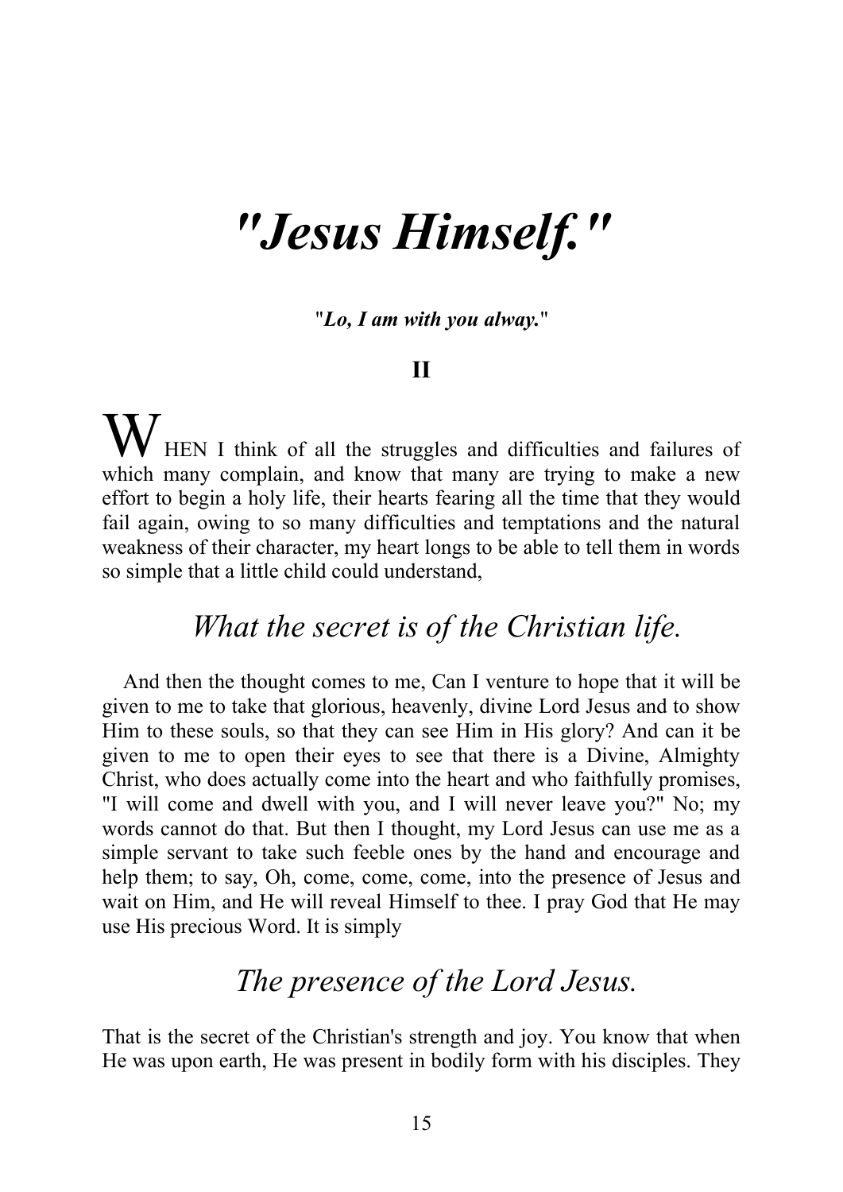# *"Jesus Himself."*

***"Lo, I am with you alway."***

**II**

WHEN I think of all the struggles and difficulties and failures of which many complain, and know that many are trying to make a new effort to begin a holy life, their hearts fearing all the time that they would fail again, owing to so many difficulties and temptations and the natural weakness of their character, my heart longs to be able to tell them in words so simple that a little child could understand,

## *What the secret is of the Christian life.*

And then the thought comes to me, Can I venture to hope that it will be given to me to take that glorious, heavenly, divine Lord Jesus and to show Him to these souls, so that they can see Him in His glory? And can it be given to me to open their eyes to see that there is a Divine, Almighty Christ, who does actually come into the heart and who faithfully promises, "I will come and dwell with you, and I will never leave you?" No; my words cannot do that. But then I thought, my Lord Jesus can use me as a simple servant to take such feeble ones by the hand and encourage and help them; to say, Oh, come, come, come, into the presence of Jesus and wait on Him, and He will reveal Himself to thee. I pray God that He may use His precious Word. It is simply

## *The presence of the Lord Jesus.*

That is the secret of the Christian's strength and joy. You know that when He was upon earth, He was present in bodily form with his disciples. They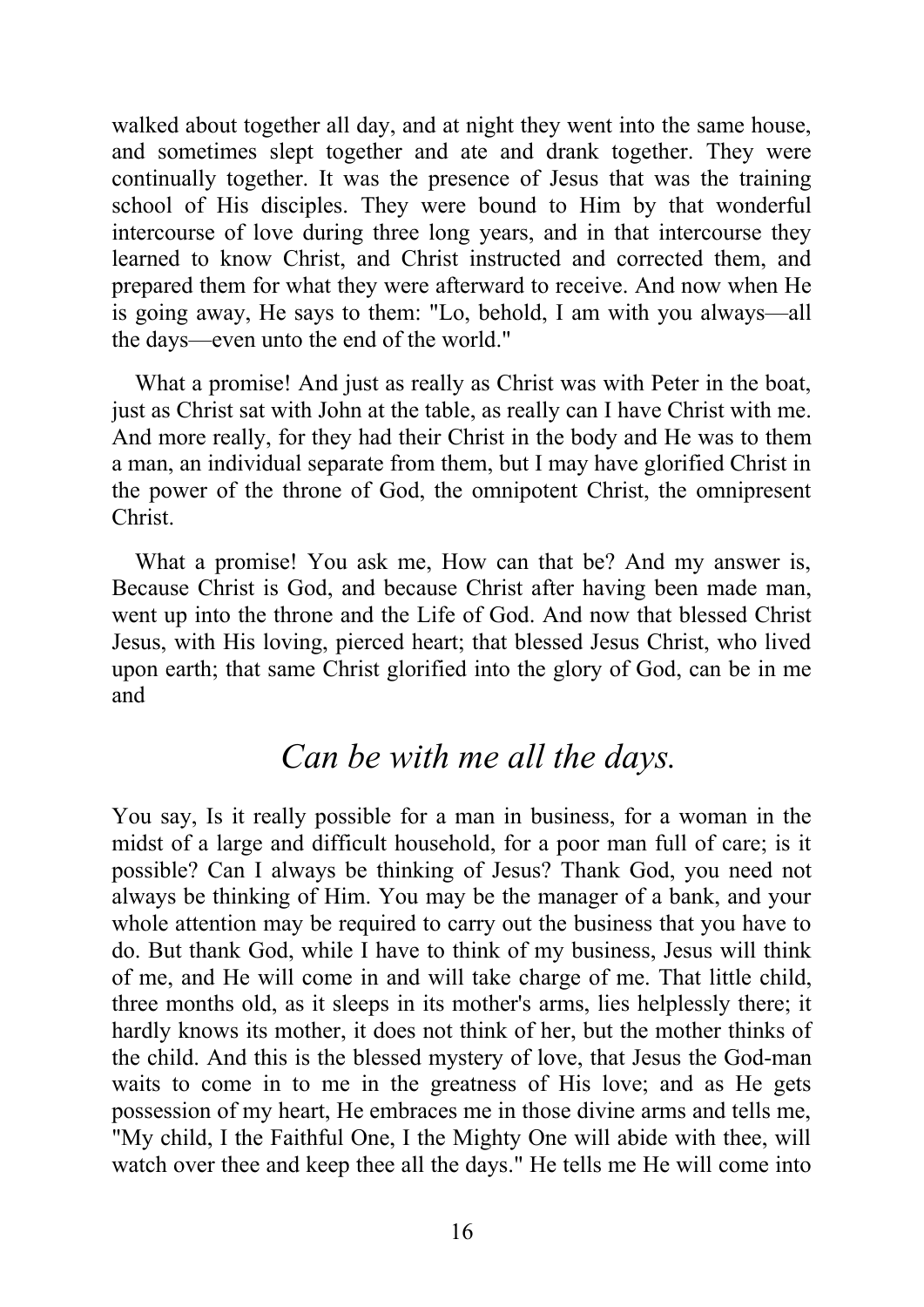walked about together all day, and at night they went into the same house, and sometimes slept together and ate and drank together. They were continually together. It was the presence of Jesus that was the training school of His disciples. They were bound to Him by that wonderful intercourse of love during three long years, and in that intercourse they learned to know Christ, and Christ instructed and corrected them, and prepared them for what they were afterward to receive. And now when He is going away, He says to them: "Lo, behold, I am with you always—all the days—even unto the end of the world."

What a promise! And just as really as Christ was with Peter in the boat, just as Christ sat with John at the table, as really can I have Christ with me. And more really, for they had their Christ in the body and He was to them a man, an individual separate from them, but I may have glorified Christ in the power of the throne of God, the omnipotent Christ, the omnipresent Christ.

What a promise! You ask me, How can that be? And my answer is, Because Christ is God, and because Christ after having been made man, went up into the throne and the Life of God. And now that blessed Christ Jesus, with His loving, pierced heart; that blessed Jesus Christ, who lived upon earth; that same Christ glorified into the glory of God, can be in me and

## *Can be with me all the days.*

You say, Is it really possible for a man in business, for a woman in the midst of a large and difficult household, for a poor man full of care; is it possible? Can I always be thinking of Jesus? Thank God, you need not always be thinking of Him. You may be the manager of a bank, and your whole attention may be required to carry out the business that you have to do. But thank God, while I have to think of my business, Jesus will think of me, and He will come in and will take charge of me. That little child, three months old, as it sleeps in its mother's arms, lies helplessly there; it hardly knows its mother, it does not think of her, but the mother thinks of the child. And this is the blessed mystery of love, that Jesus the God-man waits to come in to me in the greatness of His love; and as He gets possession of my heart, He embraces me in those divine arms and tells me, "My child, I the Faithful One, I the Mighty One will abide with thee, will watch over thee and keep thee all the days." He tells me He will come into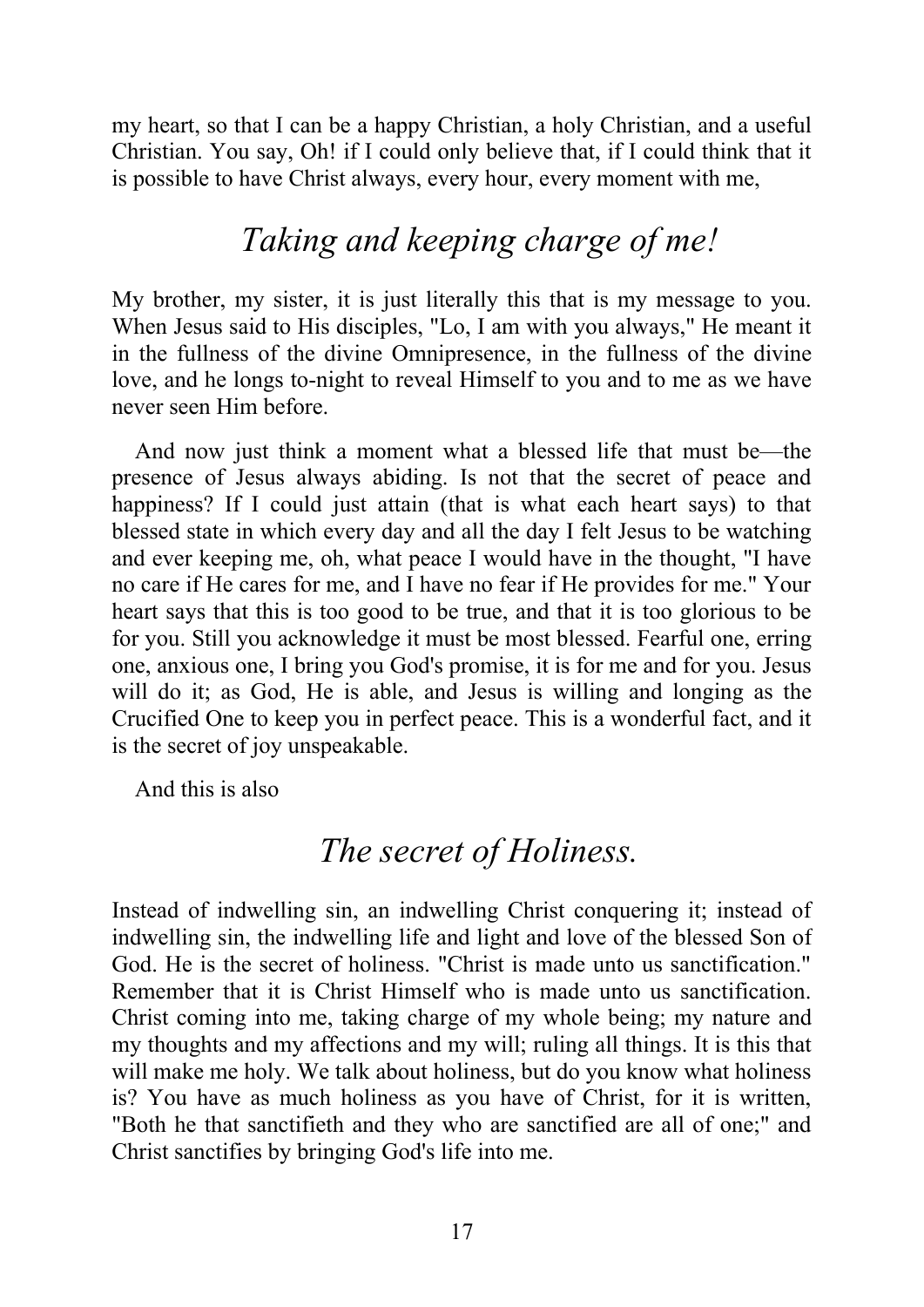my heart, so that I can be a happy Christian, a holy Christian, and a useful Christian. You say, Oh! if I could only believe that, if I could think that it is possible to have Christ always, every hour, every moment with me,

## *Taking and keeping charge of me!*

My brother, my sister, it is just literally this that is my message to you. When Jesus said to His disciples, "Lo, I am with you always," He meant it in the fullness of the divine Omnipresence, in the fullness of the divine love, and he longs to-night to reveal Himself to you and to me as we have never seen Him before.

And now just think a moment what a blessed life that must be—the presence of Jesus always abiding. Is not that the secret of peace and happiness? If I could just attain (that is what each heart says) to that blessed state in which every day and all the day I felt Jesus to be watching and ever keeping me, oh, what peace I would have in the thought, "I have no care if He cares for me, and I have no fear if He provides for me." Your heart says that this is too good to be true, and that it is too glorious to be for you. Still you acknowledge it must be most blessed. Fearful one, erring one, anxious one, I bring you God's promise, it is for me and for you. Jesus will do it; as God, He is able, and Jesus is willing and longing as the Crucified One to keep you in perfect peace. This is a wonderful fact, and it is the secret of joy unspeakable.

And this is also

## *The secret of Holiness.*

Instead of indwelling sin, an indwelling Christ conquering it; instead of indwelling sin, the indwelling life and light and love of the blessed Son of God. He is the secret of holiness. "Christ is made unto us sanctification." Remember that it is Christ Himself who is made unto us sanctification. Christ coming into me, taking charge of my whole being; my nature and my thoughts and my affections and my will; ruling all things. It is this that will make me holy. We talk about holiness, but do you know what holiness is? You have as much holiness as you have of Christ, for it is written, "Both he that sanctifieth and they who are sanctified are all of one;" and Christ sanctifies by bringing God's life into me.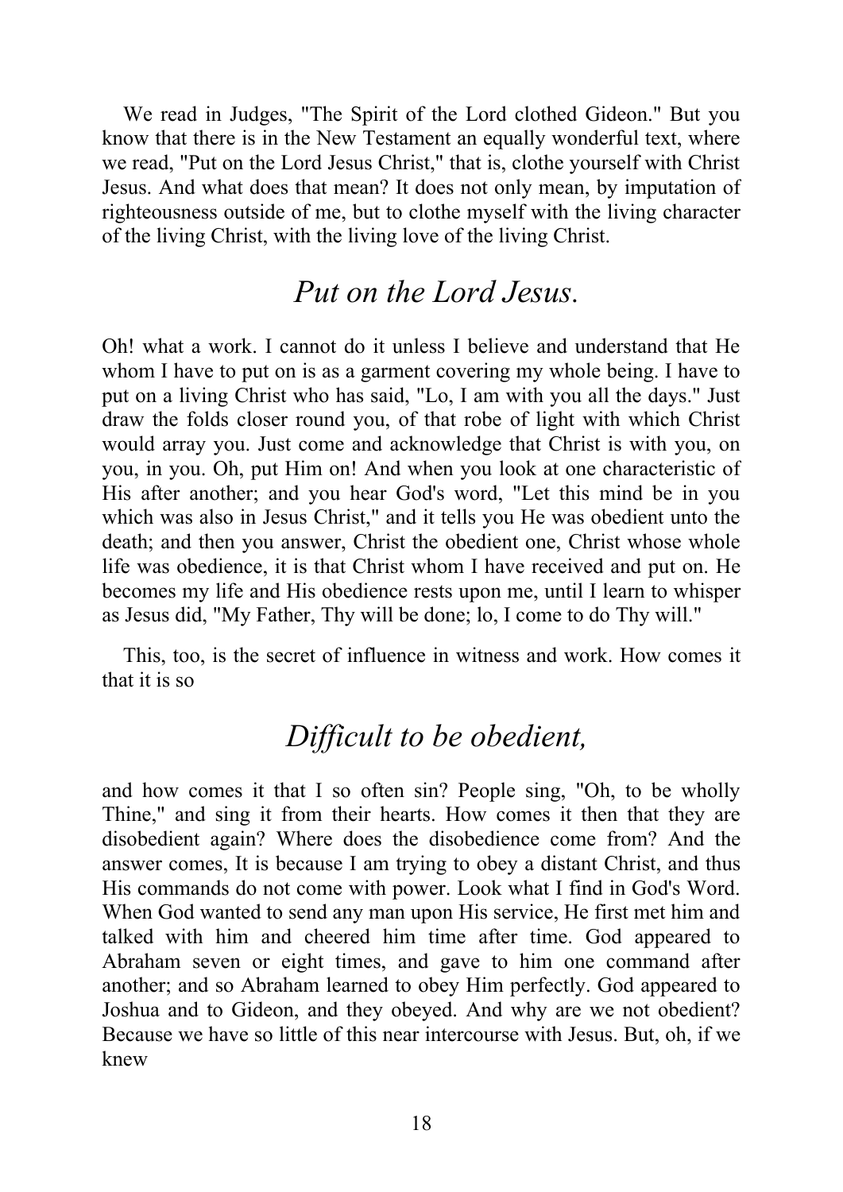We read in Judges, "The Spirit of the Lord clothed Gideon." But you know that there is in the New Testament an equally wonderful text, where we read, "Put on the Lord Jesus Christ," that is, clothe yourself with Christ Jesus. And what does that mean? It does not only mean, by imputation of righteousness outside of me, but to clothe myself with the living character of the living Christ, with the living love of the living Christ.

## *Put on the Lord Jesus.*

Oh! what a work. I cannot do it unless I believe and understand that He whom I have to put on is as a garment covering my whole being. I have to put on a living Christ who has said, "Lo, I am with you all the days." Just draw the folds closer round you, of that robe of light with which Christ would array you. Just come and acknowledge that Christ is with you, on you, in you. Oh, put Him on! And when you look at one characteristic of His after another; and you hear God's word, "Let this mind be in you which was also in Jesus Christ," and it tells you He was obedient unto the death; and then you answer, Christ the obedient one, Christ whose whole life was obedience, it is that Christ whom I have received and put on. He becomes my life and His obedience rests upon me, until I learn to whisper as Jesus did, "My Father, Thy will be done; lo, I come to do Thy will."

This, too, is the secret of influence in witness and work. How comes it that it is so

## *Difficult to be obedient,*

and how comes it that I so often sin? People sing, "Oh, to be wholly Thine," and sing it from their hearts. How comes it then that they are disobedient again? Where does the disobedience come from? And the answer comes, It is because I am trying to obey a distant Christ, and thus His commands do not come with power. Look what I find in God's Word. When God wanted to send any man upon His service, He first met him and talked with him and cheered him time after time. God appeared to Abraham seven or eight times, and gave to him one command after another; and so Abraham learned to obey Him perfectly. God appeared to Joshua and to Gideon, and they obeyed. And why are we not obedient? Because we have so little of this near intercourse with Jesus. But, oh, if we knew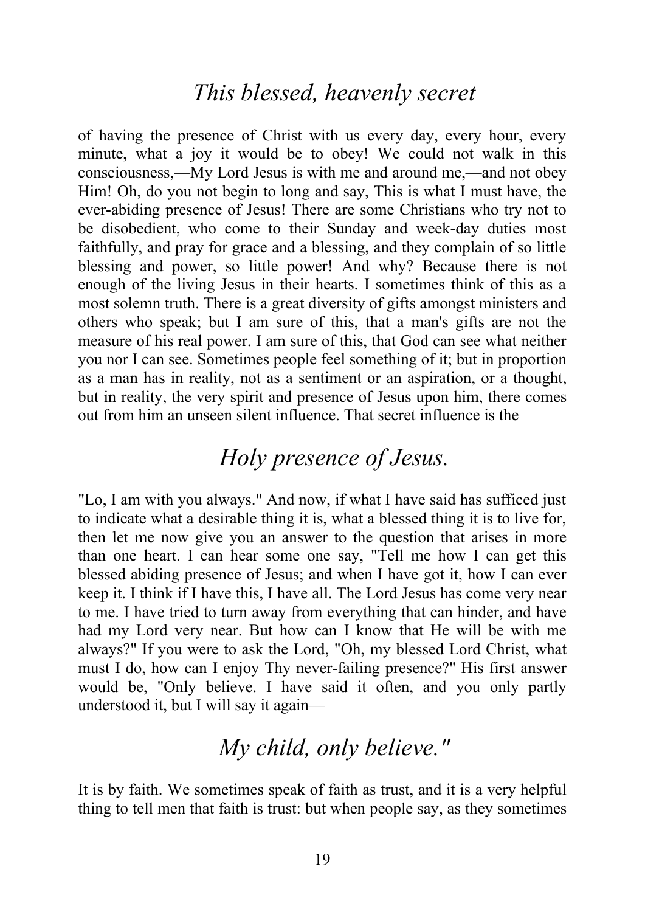## *This blessed, heavenly secret*

of having the presence of Christ with us every day, every hour, every minute, what a joy it would be to obey! We could not walk in this consciousness,—My Lord Jesus is with me and around me,—and not obey Him! Oh, do you not begin to long and say, This is what I must have, the ever-abiding presence of Jesus! There are some Christians who try not to be disobedient, who come to their Sunday and week-day duties most faithfully, and pray for grace and a blessing, and they complain of so little blessing and power, so little power! And why? Because there is not enough of the living Jesus in their hearts. I sometimes think of this as a most solemn truth. There is a great diversity of gifts amongst ministers and others who speak; but I am sure of this, that a man's gifts are not the measure of his real power. I am sure of this, that God can see what neither you nor I can see. Sometimes people feel something of it; but in proportion as a man has in reality, not as a sentiment or an aspiration, or a thought, but in reality, the very spirit and presence of Jesus upon him, there comes out from him an unseen silent influence. That secret influence is the

## *Holy presence of Jesus.*

"Lo, I am with you always." And now, if what I have said has sufficed just to indicate what a desirable thing it is, what a blessed thing it is to live for, then let me now give you an answer to the question that arises in more than one heart. I can hear some one say, "Tell me how I can get this blessed abiding presence of Jesus; and when I have got it, how I can ever keep it. I think if I have this, I have all. The Lord Jesus has come very near to me. I have tried to turn away from everything that can hinder, and have had my Lord very near. But how can I know that He will be with me always?" If you were to ask the Lord, "Oh, my blessed Lord Christ, what must I do, how can I enjoy Thy never-failing presence?" His first answer would be, "Only believe. I have said it often, and you only partly understood it, but I will say it again—

## *My child, only believe."*

It is by faith. We sometimes speak of faith as trust, and it is a very helpful thing to tell men that faith is trust: but when people say, as they sometimes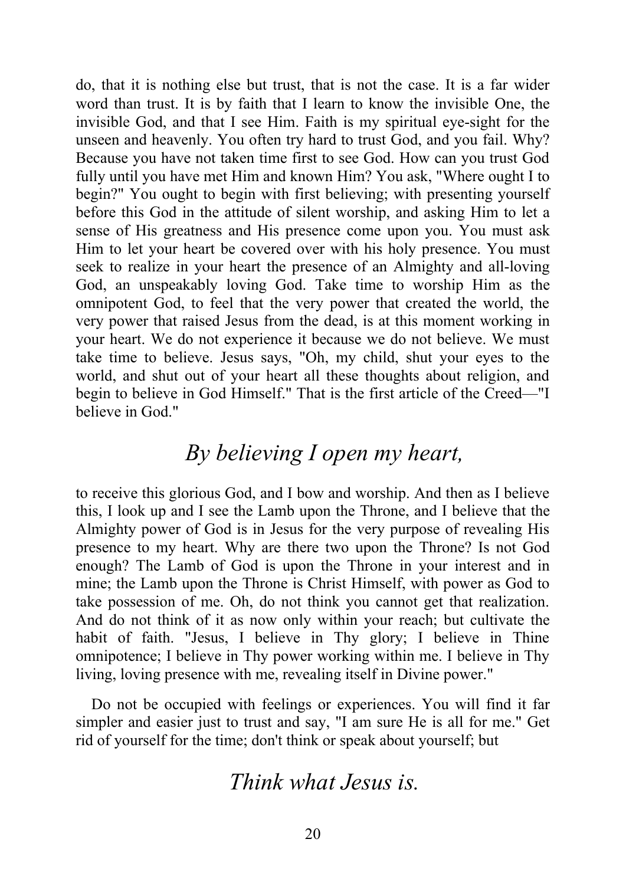do, that it is nothing else but trust, that is not the case. It is a far wider word than trust. It is by faith that I learn to know the invisible One, the invisible God, and that I see Him. Faith is my spiritual eye-sight for the unseen and heavenly. You often try hard to trust God, and you fail. Why? Because you have not taken time first to see God. How can you trust God fully until you have met Him and known Him? You ask, "Where ought I to begin?" You ought to begin with first believing; with presenting yourself before this God in the attitude of silent worship, and asking Him to let a sense of His greatness and His presence come upon you. You must ask Him to let your heart be covered over with his holy presence. You must seek to realize in your heart the presence of an Almighty and all-loving God, an unspeakably loving God. Take time to worship Him as the omnipotent God, to feel that the very power that created the world, the very power that raised Jesus from the dead, is at this moment working in your heart. We do not experience it because we do not believe. We must take time to believe. Jesus says, "Oh, my child, shut your eyes to the world, and shut out of your heart all these thoughts about religion, and begin to believe in God Himself." That is the first article of the Creed—"I believe in God."

## *By believing I open my heart,*

to receive this glorious God, and I bow and worship. And then as I believe this, I look up and I see the Lamb upon the Throne, and I believe that the Almighty power of God is in Jesus for the very purpose of revealing His presence to my heart. Why are there two upon the Throne? Is not God enough? The Lamb of God is upon the Throne in your interest and in mine; the Lamb upon the Throne is Christ Himself, with power as God to take possession of me. Oh, do not think you cannot get that realization. And do not think of it as now only within your reach; but cultivate the habit of faith. "Jesus, I believe in Thy glory; I believe in Thine omnipotence; I believe in Thy power working within me. I believe in Thy living, loving presence with me, revealing itself in Divine power."

Do not be occupied with feelings or experiences. You will find it far simpler and easier just to trust and say, "I am sure He is all for me." Get rid of yourself for the time; don't think or speak about yourself; but

## *Think what Jesus is.*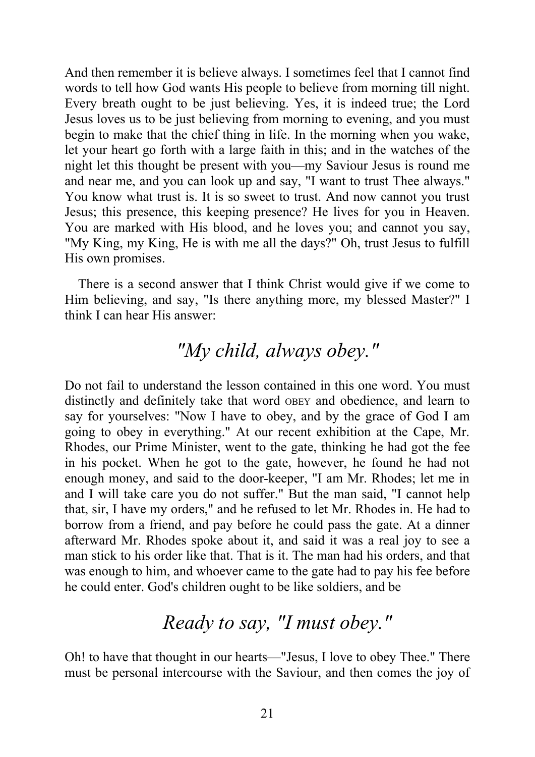And then remember it is believe always. I sometimes feel that I cannot find words to tell how God wants His people to believe from morning till night. Every breath ought to be just believing. Yes, it is indeed true; the Lord Jesus loves us to be just believing from morning to evening, and you must begin to make that the chief thing in life. In the morning when you wake, let your heart go forth with a large faith in this; and in the watches of the night let this thought be present with you—my Saviour Jesus is round me and near me, and you can look up and say, "I want to trust Thee always." You know what trust is. It is so sweet to trust. And now cannot you trust Jesus; this presence, this keeping presence? He lives for you in Heaven. You are marked with His blood, and he loves you; and cannot you say, "My King, my King, He is with me all the days?" Oh, trust Jesus to fulfill His own promises.

There is a second answer that I think Christ would give if we come to Him believing, and say, "Is there anything more, my blessed Master?" I think I can hear His answer:

## *"My child, always obey."*

Do not fail to understand the lesson contained in this one word. You must distinctly and definitely take that word OBEY and obedience, and learn to say for yourselves: "Now I have to obey, and by the grace of God I am going to obey in everything." At our recent exhibition at the Cape, Mr. Rhodes, our Prime Minister, went to the gate, thinking he had got the fee in his pocket. When he got to the gate, however, he found he had not enough money, and said to the door-keeper, "I am Mr. Rhodes; let me in and I will take care you do not suffer." But the man said, "I cannot help that, sir, I have my orders," and he refused to let Mr. Rhodes in. He had to borrow from a friend, and pay before he could pass the gate. At a dinner afterward Mr. Rhodes spoke about it, and said it was a real joy to see a man stick to his order like that. That is it. The man had his orders, and that was enough to him, and whoever came to the gate had to pay his fee before he could enter. God's children ought to be like soldiers, and be

## *Ready to say, "I must obey."*

Oh! to have that thought in our hearts—"Jesus, I love to obey Thee." There must be personal intercourse with the Saviour, and then comes the joy of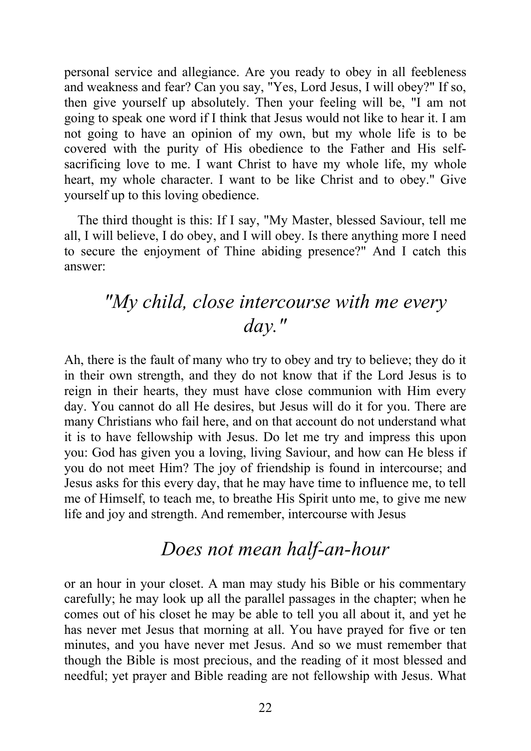personal service and allegiance. Are you ready to obey in all feebleness and weakness and fear? Can you say, "Yes, Lord Jesus, I will obey?" If so, then give yourself up absolutely. Then your feeling will be, "I am not going to speak one word if I think that Jesus would not like to hear it. I am not going to have an opinion of my own, but my whole life is to be covered with the purity of His obedience to the Father and His self-sacrificing love to me. I want Christ to have my whole life, my whole heart, my whole character. I want to be like Christ and to obey." Give yourself up to this loving obedience.

The third thought is this: If I say, "My Master, blessed Saviour, tell me all, I will believe, I do obey, and I will obey. Is there anything more I need to secure the enjoyment of Thine abiding presence?" And I catch this answer:

## *"My child, close intercourse with me every day."*

Ah, there is the fault of many who try to obey and try to believe; they do it in their own strength, and they do not know that if the Lord Jesus is to reign in their hearts, they must have close communion with Him every day. You cannot do all He desires, but Jesus will do it for you. There are many Christians who fail here, and on that account do not understand what it is to have fellowship with Jesus. Do let me try and impress this upon you: God has given you a loving, living Saviour, and how can He bless if you do not meet Him? The joy of friendship is found in intercourse; and Jesus asks for this every day, that he may have time to influence me, to tell me of Himself, to teach me, to breathe His Spirit unto me, to give me new life and joy and strength. And remember, intercourse with Jesus

## *Does not mean half-an-hour*

or an hour in your closet. A man may study his Bible or his commentary carefully; he may look up all the parallel passages in the chapter; when he comes out of his closet he may be able to tell you all about it, and yet he has never met Jesus that morning at all. You have prayed for five or ten minutes, and you have never met Jesus. And so we must remember that though the Bible is most precious, and the reading of it most blessed and needful; yet prayer and Bible reading are not fellowship with Jesus. What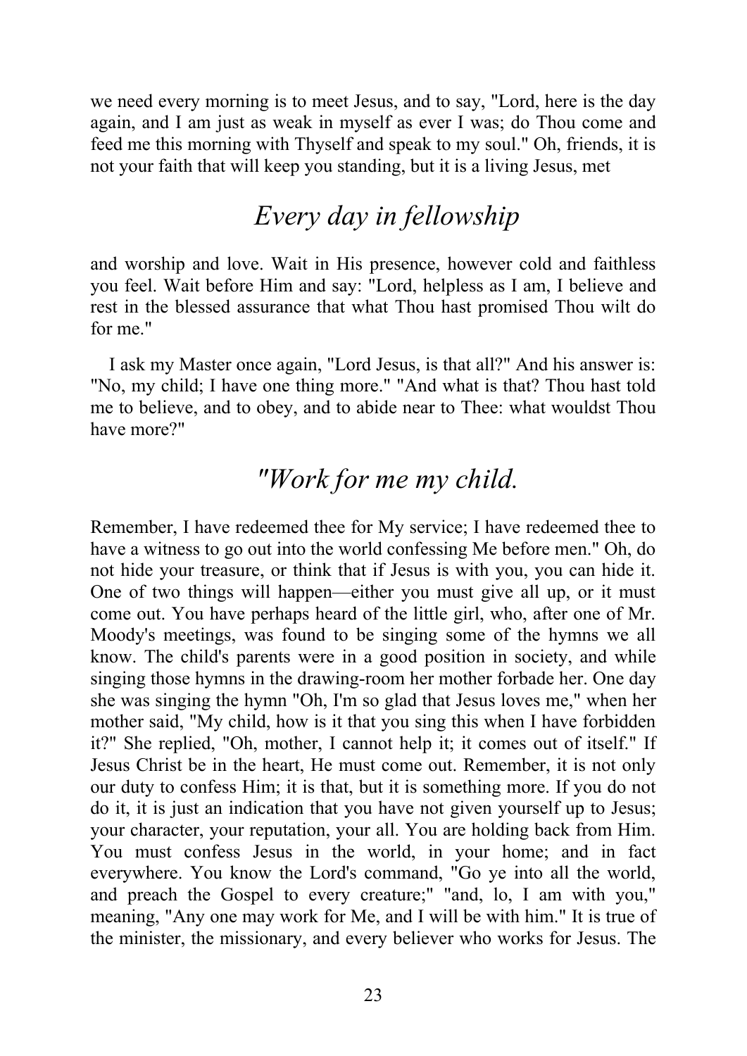we need every morning is to meet Jesus, and to say, "Lord, here is the day again, and I am just as weak in myself as ever I was; do Thou come and feed me this morning with Thyself and speak to my soul." Oh, friends, it is not your faith that will keep you standing, but it is a living Jesus, met

## *Every day in fellowship*

and worship and love. Wait in His presence, however cold and faithless you feel. Wait before Him and say: "Lord, helpless as I am, I believe and rest in the blessed assurance that what Thou hast promised Thou wilt do for me."

I ask my Master once again, "Lord Jesus, is that all?" And his answer is: "No, my child; I have one thing more." "And what is that? Thou hast told me to believe, and to obey, and to abide near to Thee: what wouldst Thou have more?"

## *"Work for me my child.*

Remember, I have redeemed thee for My service; I have redeemed thee to have a witness to go out into the world confessing Me before men." Oh, do not hide your treasure, or think that if Jesus is with you, you can hide it. One of two things will happen—either you must give all up, or it must come out. You have perhaps heard of the little girl, who, after one of Mr. Moody's meetings, was found to be singing some of the hymns we all know. The child's parents were in a good position in society, and while singing those hymns in the drawing-room her mother forbade her. One day she was singing the hymn "Oh, I'm so glad that Jesus loves me," when her mother said, "My child, how is it that you sing this when I have forbidden it?" She replied, "Oh, mother, I cannot help it; it comes out of itself." If Jesus Christ be in the heart, He must come out. Remember, it is not only our duty to confess Him; it is that, but it is something more. If you do not do it, it is just an indication that you have not given yourself up to Jesus; your character, your reputation, your all. You are holding back from Him. You must confess Jesus in the world, in your home; and in fact everywhere. You know the Lord's command, "Go ye into all the world, and preach the Gospel to every creature;" "and, lo, I am with you," meaning, "Any one may work for Me, and I will be with him." It is true of the minister, the missionary, and every believer who works for Jesus. The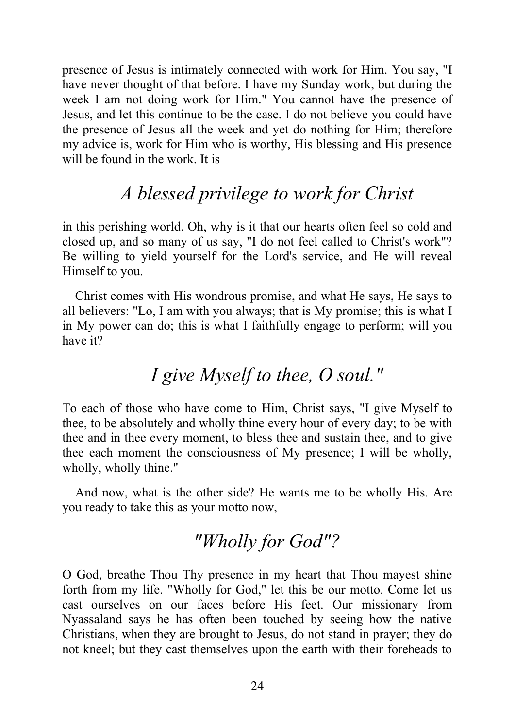presence of Jesus is intimately connected with work for Him. You say, "I have never thought of that before. I have my Sunday work, but during the week I am not doing work for Him." You cannot have the presence of Jesus, and let this continue to be the case. I do not believe you could have the presence of Jesus all the week and yet do nothing for Him; therefore my advice is, work for Him who is worthy, His blessing and His presence will be found in the work. It is

## *A blessed privilege to work for Christ*

in this perishing world. Oh, why is it that our hearts often feel so cold and closed up, and so many of us say, "I do not feel called to Christ's work"? Be willing to yield yourself for the Lord's service, and He will reveal Himself to you.

Christ comes with His wondrous promise, and what He says, He says to all believers: "Lo, I am with you always; that is My promise; this is what I in My power can do; this is what I faithfully engage to perform; will you have it?

## *I give Myself to thee, O soul."*

To each of those who have come to Him, Christ says, "I give Myself to thee, to be absolutely and wholly thine every hour of every day; to be with thee and in thee every moment, to bless thee and sustain thee, and to give thee each moment the consciousness of My presence; I will be wholly, wholly, wholly thine."

And now, what is the other side? He wants me to be wholly His. Are you ready to take this as your motto now,

## *"Wholly for God"?*

O God, breathe Thou Thy presence in my heart that Thou mayest shine forth from my life. "Wholly for God," let this be our motto. Come let us cast ourselves on our faces before His feet. Our missionary from Nyassaland says he has often been touched by seeing how the native Christians, when they are brought to Jesus, do not stand in prayer; they do not kneel; but they cast themselves upon the earth with their foreheads to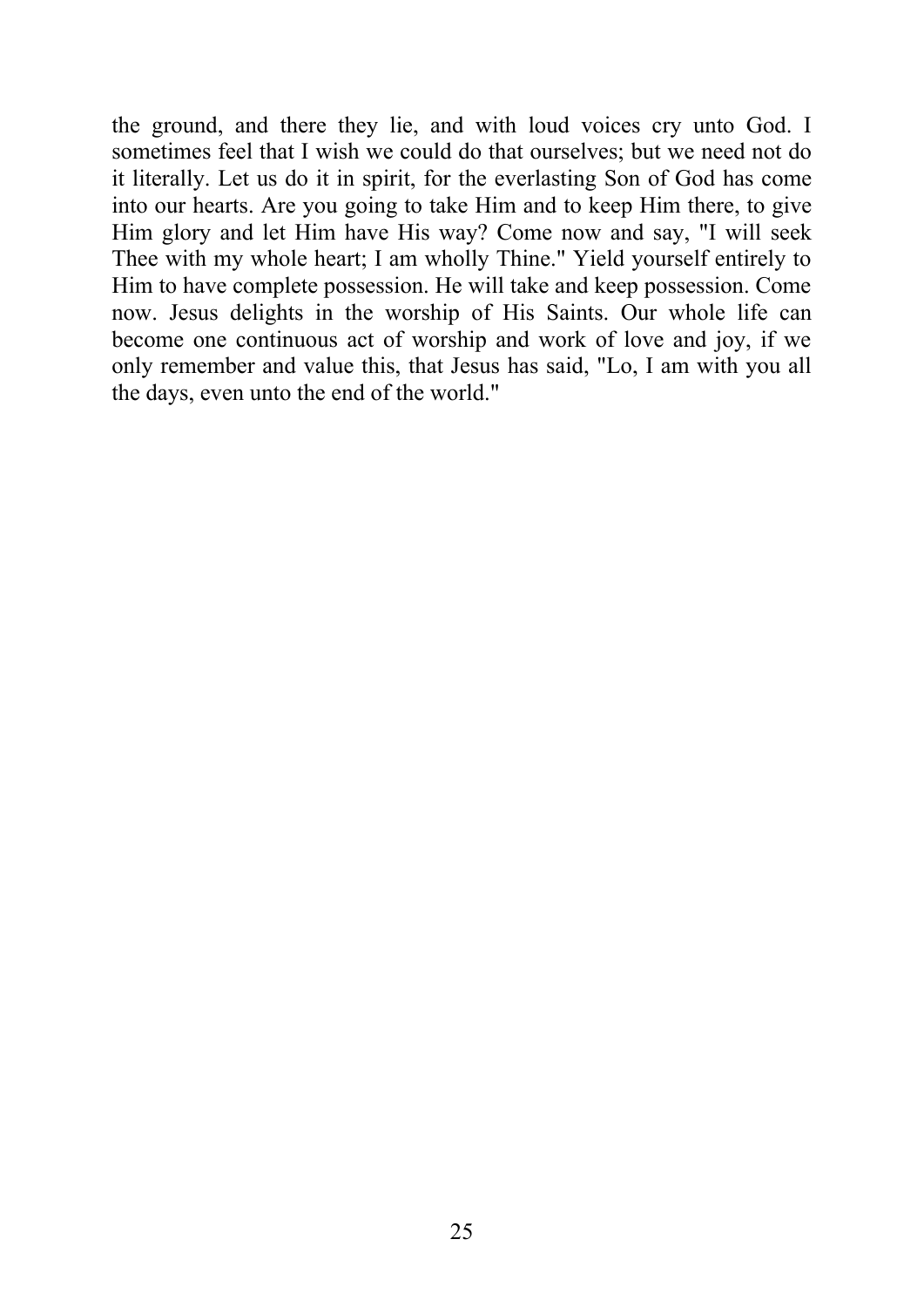the ground, and there they lie, and with loud voices cry unto God. I sometimes feel that I wish we could do that ourselves; but we need not do it literally. Let us do it in spirit, for the everlasting Son of God has come into our hearts. Are you going to take Him and to keep Him there, to give Him glory and let Him have His way? Come now and say, "I will seek Thee with my whole heart; I am wholly Thine." Yield yourself entirely to Him to have complete possession. He will take and keep possession. Come now. Jesus delights in the worship of His Saints. Our whole life can become one continuous act of worship and work of love and joy, if we only remember and value this, that Jesus has said, "Lo, I am with you all the days, even unto the end of the world."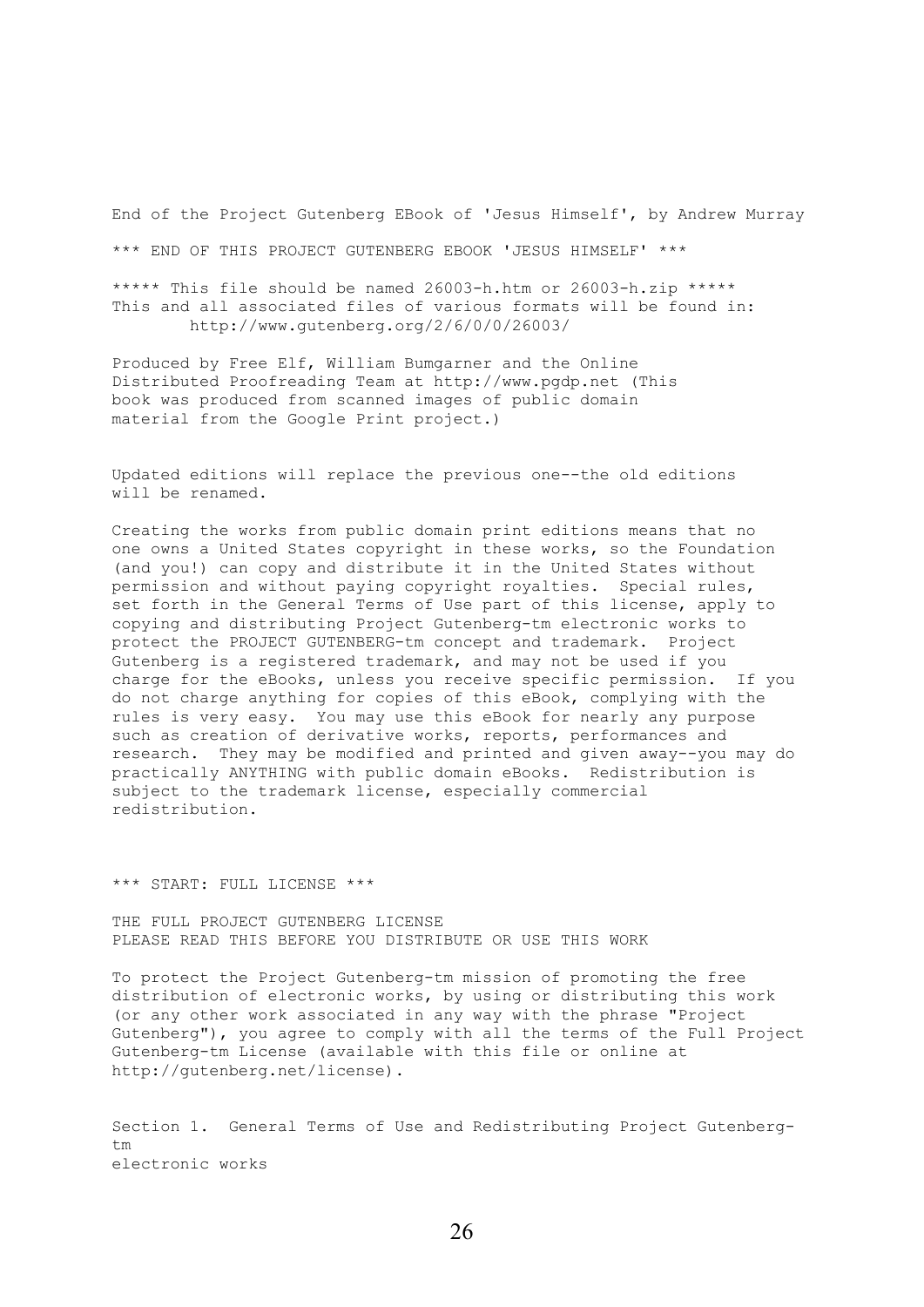End of the Project Gutenberg EBook of 'Jesus Himself', by Andrew Murray

*** END OF THIS PROJECT GUTENBERG EBOOK 'JESUS HIMSELF' ***

***** This file should be named 26003-h.htm or 26003-h.zip *****
This and all associated files of various formats will be found in:
        http://www.gutenberg.org/2/6/0/0/26003/

Produced by Free Elf, William Bumgarner and the Online
Distributed Proofreading Team at http://www.pgdp.net (This
book was produced from scanned images of public domain
material from the Google Print project.)

Updated editions will replace the previous one--the old editions
will be renamed.

Creating the works from public domain print editions means that no
one owns a United States copyright in these works, so the Foundation
(and you!) can copy and distribute it in the United States without
permission and without paying copyright royalties. Special rules,
set forth in the General Terms of Use part of this license, apply to
copying and distributing Project Gutenberg-tm electronic works to
protect the PROJECT GUTENBERG-tm concept and trademark. Project
Gutenberg is a registered trademark, and may not be used if you
charge for the eBooks, unless you receive specific permission. If you
do not charge anything for copies of this eBook, complying with the
rules is very easy. You may use this eBook for nearly any purpose
such as creation of derivative works, reports, performances and
research. They may be modified and printed and given away--you may do
practically ANYTHING with public domain eBooks. Redistribution is
subject to the trademark license, especially commercial
redistribution.

*** START: FULL LICENSE ***

THE FULL PROJECT GUTENBERG LICENSE
PLEASE READ THIS BEFORE YOU DISTRIBUTE OR USE THIS WORK

To protect the Project Gutenberg-tm mission of promoting the free
distribution of electronic works, by using or distributing this work
(or any other work associated in any way with the phrase "Project
Gutenberg"), you agree to comply with all the terms of the Full Project
Gutenberg-tm License (available with this file or online at
http://gutenberg.net/license).

Section 1. General Terms of Use and Redistributing Project Gutenberg-tm
electronic works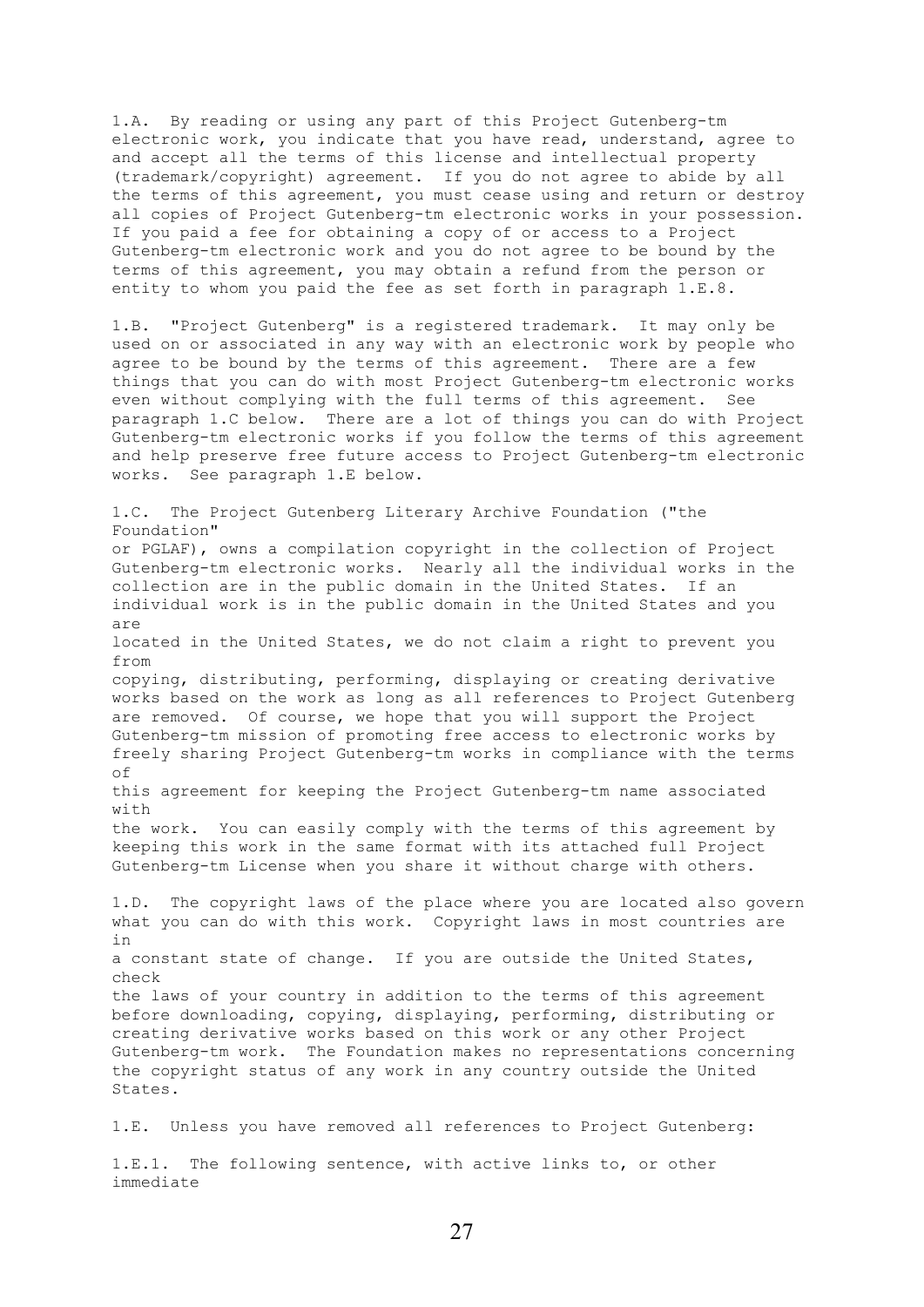1.A. By reading or using any part of this Project Gutenberg-tm electronic work, you indicate that you have read, understand, agree to and accept all the terms of this license and intellectual property (trademark/copyright) agreement. If you do not agree to abide by all the terms of this agreement, you must cease using and return or destroy all copies of Project Gutenberg-tm electronic works in your possession. If you paid a fee for obtaining a copy of or access to a Project Gutenberg-tm electronic work and you do not agree to be bound by the terms of this agreement, you may obtain a refund from the person or entity to whom you paid the fee as set forth in paragraph 1.E.8.

1.B. "Project Gutenberg" is a registered trademark. It may only be used on or associated in any way with an electronic work by people who agree to be bound by the terms of this agreement. There are a few things that you can do with most Project Gutenberg-tm electronic works even without complying with the full terms of this agreement. See paragraph 1.C below. There are a lot of things you can do with Project Gutenberg-tm electronic works if you follow the terms of this agreement and help preserve free future access to Project Gutenberg-tm electronic works. See paragraph 1.E below.

1.C. The Project Gutenberg Literary Archive Foundation ("the Foundation" or PGLAF), owns a compilation copyright in the collection of Project Gutenberg-tm electronic works. Nearly all the individual works in the collection are in the public domain in the United States. If an individual work is in the public domain in the United States and you are located in the United States, we do not claim a right to prevent you from copying, distributing, performing, displaying or creating derivative works based on the work as long as all references to Project Gutenberg are removed. Of course, we hope that you will support the Project Gutenberg-tm mission of promoting free access to electronic works by freely sharing Project Gutenberg-tm works in compliance with the terms of this agreement for keeping the Project Gutenberg-tm name associated with the work. You can easily comply with the terms of this agreement by keeping this work in the same format with its attached full Project Gutenberg-tm License when you share it without charge with others.

1.D. The copyright laws of the place where you are located also govern what you can do with this work. Copyright laws in most countries are in a constant state of change. If you are outside the United States, check the laws of your country in addition to the terms of this agreement before downloading, copying, displaying, performing, distributing or creating derivative works based on this work or any other Project Gutenberg-tm work. The Foundation makes no representations concerning the copyright status of any work in any country outside the United States.

1.E. Unless you have removed all references to Project Gutenberg:

1.E.1. The following sentence, with active links to, or other immediate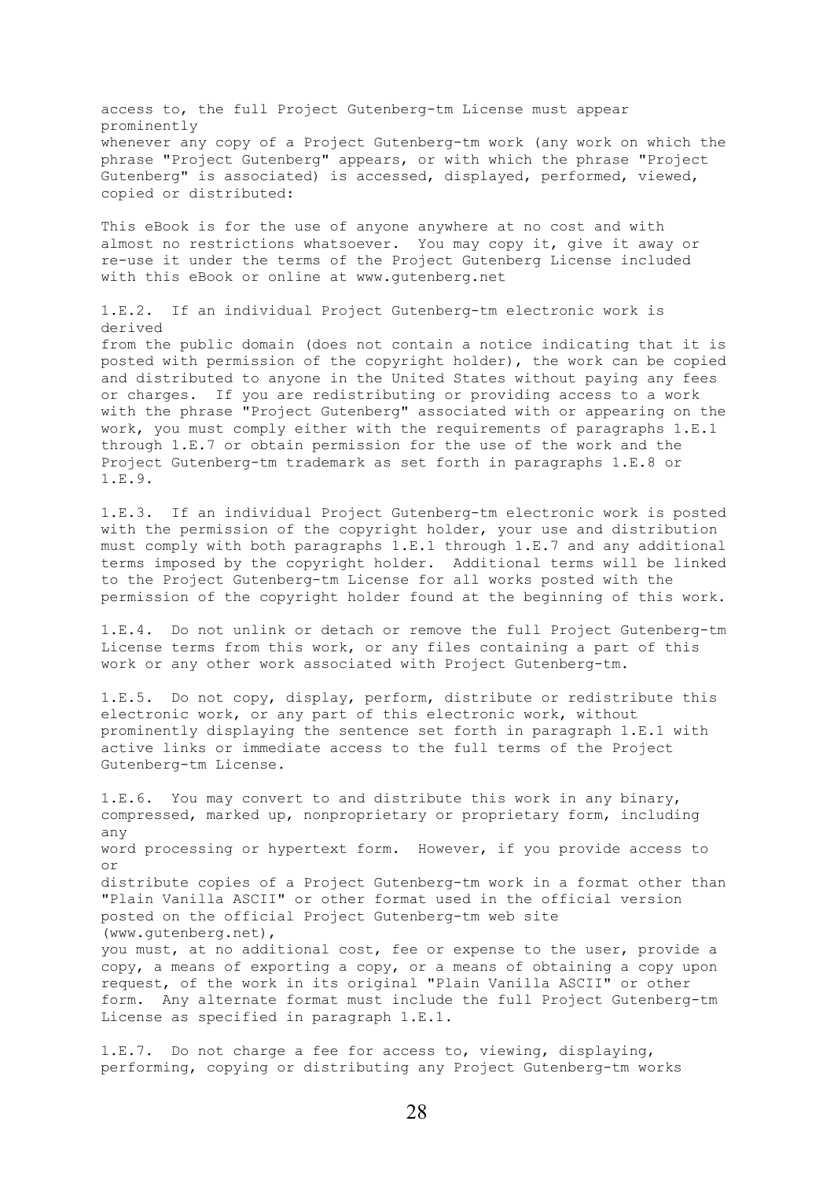access to, the full Project Gutenberg-tm License must appear prominently whenever any copy of a Project Gutenberg-tm work (any work on which the phrase "Project Gutenberg" appears, or with which the phrase "Project Gutenberg" is associated) is accessed, displayed, performed, viewed, copied or distributed:

This eBook is for the use of anyone anywhere at no cost and with almost no restrictions whatsoever. You may copy it, give it away or re-use it under the terms of the Project Gutenberg License included with this eBook or online at www.gutenberg.net

1.E.2. If an individual Project Gutenberg-tm electronic work is derived from the public domain (does not contain a notice indicating that it is posted with permission of the copyright holder), the work can be copied and distributed to anyone in the United States without paying any fees or charges. If you are redistributing or providing access to a work with the phrase "Project Gutenberg" associated with or appearing on the work, you must comply either with the requirements of paragraphs 1.E.1 through 1.E.7 or obtain permission for the use of the work and the Project Gutenberg-tm trademark as set forth in paragraphs 1.E.8 or 1.E.9.

1.E.3. If an individual Project Gutenberg-tm electronic work is posted with the permission of the copyright holder, your use and distribution must comply with both paragraphs 1.E.1 through 1.E.7 and any additional terms imposed by the copyright holder. Additional terms will be linked to the Project Gutenberg-tm License for all works posted with the permission of the copyright holder found at the beginning of this work.

1.E.4. Do not unlink or detach or remove the full Project Gutenberg-tm License terms from this work, or any files containing a part of this work or any other work associated with Project Gutenberg-tm.

1.E.5. Do not copy, display, perform, distribute or redistribute this electronic work, or any part of this electronic work, without prominently displaying the sentence set forth in paragraph 1.E.1 with active links or immediate access to the full terms of the Project Gutenberg-tm License.

1.E.6. You may convert to and distribute this work in any binary, compressed, marked up, nonproprietary or proprietary form, including any word processing or hypertext form. However, if you provide access to or distribute copies of a Project Gutenberg-tm work in a format other than "Plain Vanilla ASCII" or other format used in the official version posted on the official Project Gutenberg-tm web site (www.gutenberg.net), you must, at no additional cost, fee or expense to the user, provide a copy, a means of exporting a copy, or a means of obtaining a copy upon request, of the work in its original "Plain Vanilla ASCII" or other form. Any alternate format must include the full Project Gutenberg-tm License as specified in paragraph 1.E.1.

1.E.7. Do not charge a fee for access to, viewing, displaying, performing, copying or distributing any Project Gutenberg-tm works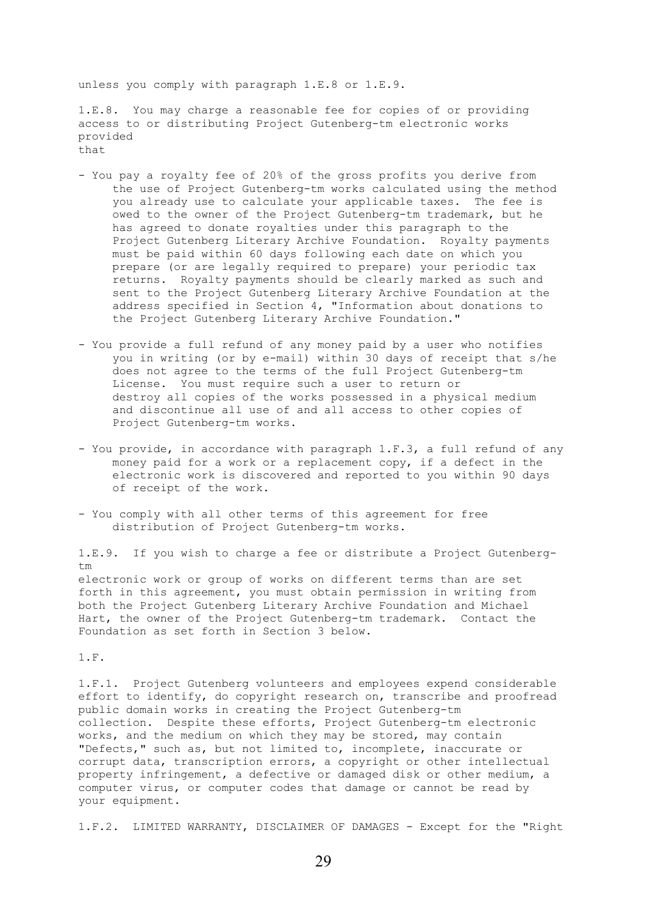unless you comply with paragraph 1.E.8 or 1.E.9.

1.E.8. You may charge a reasonable fee for copies of or providing access to or distributing Project Gutenberg-tm electronic works provided that

- You pay a royalty fee of 20% of the gross profits you derive from the use of Project Gutenberg-tm works calculated using the method you already use to calculate your applicable taxes. The fee is owed to the owner of the Project Gutenberg-tm trademark, but he has agreed to donate royalties under this paragraph to the Project Gutenberg Literary Archive Foundation. Royalty payments must be paid within 60 days following each date on which you prepare (or are legally required to prepare) your periodic tax returns. Royalty payments should be clearly marked as such and sent to the Project Gutenberg Literary Archive Foundation at the address specified in Section 4, "Information about donations to the Project Gutenberg Literary Archive Foundation."

- You provide a full refund of any money paid by a user who notifies you in writing (or by e-mail) within 30 days of receipt that s/he does not agree to the terms of the full Project Gutenberg-tm License. You must require such a user to return or destroy all copies of the works possessed in a physical medium and discontinue all use of and all access to other copies of Project Gutenberg-tm works.

- You provide, in accordance with paragraph 1.F.3, a full refund of any money paid for a work or a replacement copy, if a defect in the electronic work is discovered and reported to you within 90 days of receipt of the work.

- You comply with all other terms of this agreement for free distribution of Project Gutenberg-tm works.

1.E.9. If you wish to charge a fee or distribute a Project Gutenberg-tm electronic work or group of works on different terms than are set forth in this agreement, you must obtain permission in writing from both the Project Gutenberg Literary Archive Foundation and Michael Hart, the owner of the Project Gutenberg-tm trademark. Contact the Foundation as set forth in Section 3 below.

1.F.

1.F.1. Project Gutenberg volunteers and employees expend considerable effort to identify, do copyright research on, transcribe and proofread public domain works in creating the Project Gutenberg-tm collection. Despite these efforts, Project Gutenberg-tm electronic works, and the medium on which they may be stored, may contain "Defects," such as, but not limited to, incomplete, inaccurate or corrupt data, transcription errors, a copyright or other intellectual property infringement, a defective or damaged disk or other medium, a computer virus, or computer codes that damage or cannot be read by your equipment.

1.F.2. LIMITED WARRANTY, DISCLAIMER OF DAMAGES - Except for the "Right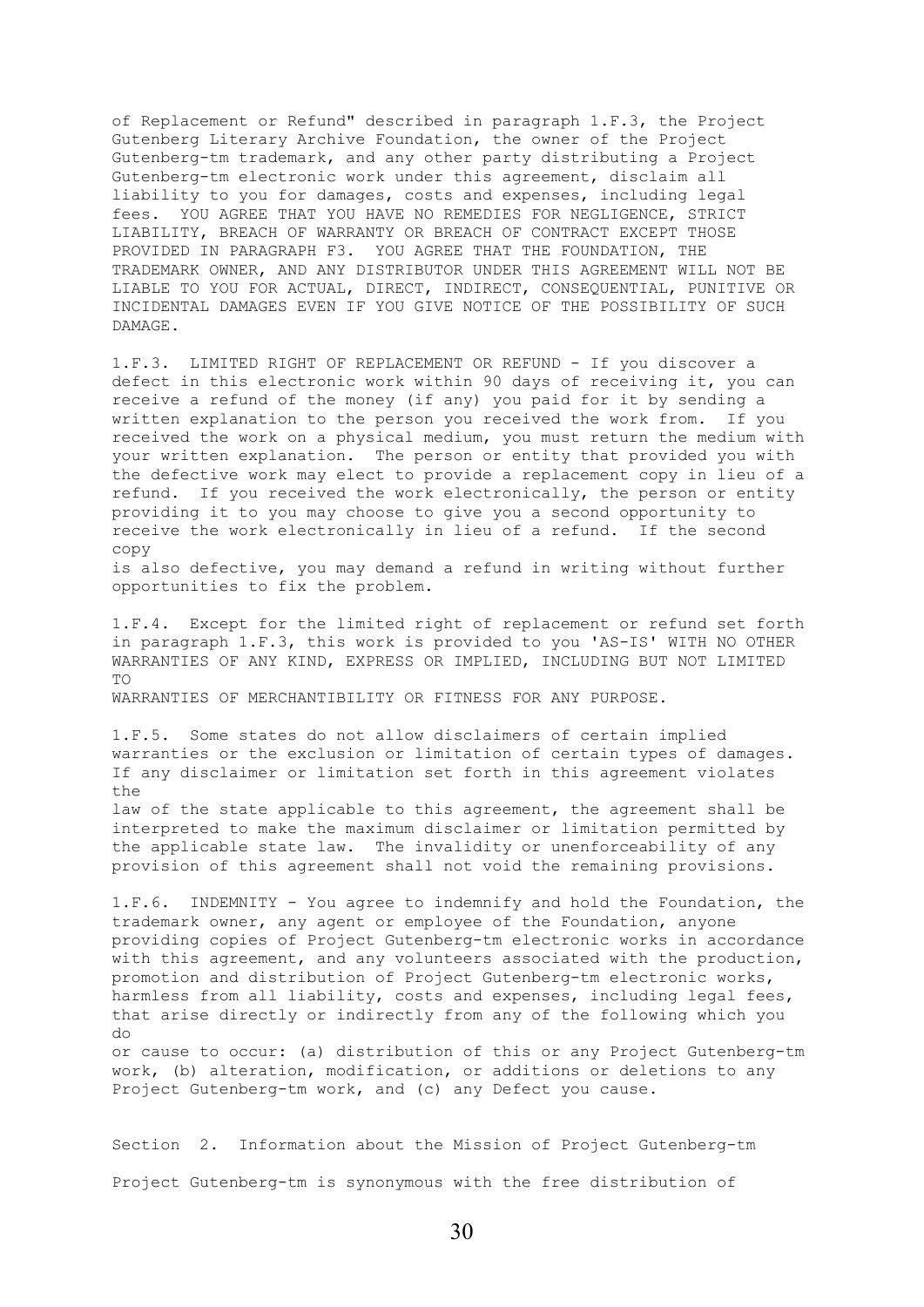of Replacement or Refund" described in paragraph 1.F.3, the Project Gutenberg Literary Archive Foundation, the owner of the Project Gutenberg-tm trademark, and any other party distributing a Project Gutenberg-tm electronic work under this agreement, disclaim all liability to you for damages, costs and expenses, including legal fees. YOU AGREE THAT YOU HAVE NO REMEDIES FOR NEGLIGENCE, STRICT LIABILITY, BREACH OF WARRANTY OR BREACH OF CONTRACT EXCEPT THOSE PROVIDED IN PARAGRAPH F3. YOU AGREE THAT THE FOUNDATION, THE TRADEMARK OWNER, AND ANY DISTRIBUTOR UNDER THIS AGREEMENT WILL NOT BE LIABLE TO YOU FOR ACTUAL, DIRECT, INDIRECT, CONSEQUENTIAL, PUNITIVE OR INCIDENTAL DAMAGES EVEN IF YOU GIVE NOTICE OF THE POSSIBILITY OF SUCH DAMAGE.

1.F.3. LIMITED RIGHT OF REPLACEMENT OR REFUND - If you discover a defect in this electronic work within 90 days of receiving it, you can receive a refund of the money (if any) you paid for it by sending a written explanation to the person you received the work from. If you received the work on a physical medium, you must return the medium with your written explanation. The person or entity that provided you with the defective work may elect to provide a replacement copy in lieu of a refund. If you received the work electronically, the person or entity providing it to you may choose to give you a second opportunity to receive the work electronically in lieu of a refund. If the second copy is also defective, you may demand a refund in writing without further opportunities to fix the problem.

1.F.4. Except for the limited right of replacement or refund set forth in paragraph 1.F.3, this work is provided to you 'AS-IS' WITH NO OTHER WARRANTIES OF ANY KIND, EXPRESS OR IMPLIED, INCLUDING BUT NOT LIMITED TO WARRANTIES OF MERCHANTIBILITY OR FITNESS FOR ANY PURPOSE.

1.F.5. Some states do not allow disclaimers of certain implied warranties or the exclusion or limitation of certain types of damages. If any disclaimer or limitation set forth in this agreement violates the law of the state applicable to this agreement, the agreement shall be interpreted to make the maximum disclaimer or limitation permitted by the applicable state law. The invalidity or unenforceability of any provision of this agreement shall not void the remaining provisions.

1.F.6. INDEMNITY - You agree to indemnify and hold the Foundation, the trademark owner, any agent or employee of the Foundation, anyone providing copies of Project Gutenberg-tm electronic works in accordance with this agreement, and any volunteers associated with the production, promotion and distribution of Project Gutenberg-tm electronic works, harmless from all liability, costs and expenses, including legal fees, that arise directly or indirectly from any of the following which you do or cause to occur: (a) distribution of this or any Project Gutenberg-tm work, (b) alteration, modification, or additions or deletions to any Project Gutenberg-tm work, and (c) any Defect you cause.

## Section 2. Information about the Mission of Project Gutenberg-tm

Project Gutenberg-tm is synonymous with the free distribution of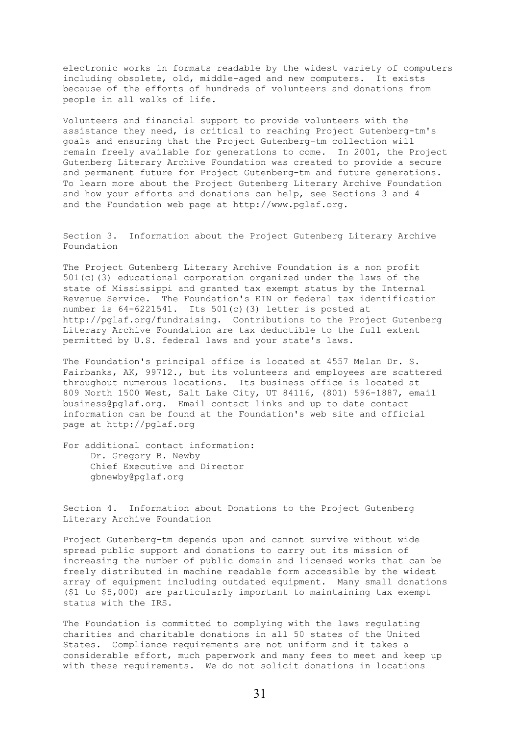electronic works in formats readable by the widest variety of computers including obsolete, old, middle-aged and new computers. It exists because of the efforts of hundreds of volunteers and donations from people in all walks of life.

Volunteers and financial support to provide volunteers with the assistance they need, is critical to reaching Project Gutenberg-tm's goals and ensuring that the Project Gutenberg-tm collection will remain freely available for generations to come. In 2001, the Project Gutenberg Literary Archive Foundation was created to provide a secure and permanent future for Project Gutenberg-tm and future generations. To learn more about the Project Gutenberg Literary Archive Foundation and how your efforts and donations can help, see Sections 3 and 4 and the Foundation web page at http://www.pglaf.org.

## Section 3. Information about the Project Gutenberg Literary Archive Foundation

The Project Gutenberg Literary Archive Foundation is a non profit 501(c)(3) educational corporation organized under the laws of the state of Mississippi and granted tax exempt status by the Internal Revenue Service. The Foundation's EIN or federal tax identification number is 64-6221541. Its 501(c)(3) letter is posted at http://pglaf.org/fundraising. Contributions to the Project Gutenberg Literary Archive Foundation are tax deductible to the full extent permitted by U.S. federal laws and your state's laws.

The Foundation's principal office is located at 4557 Melan Dr. S. Fairbanks, AK, 99712., but its volunteers and employees are scattered throughout numerous locations. Its business office is located at 809 North 1500 West, Salt Lake City, UT 84116, (801) 596-1887, email business@pglaf.org. Email contact links and up to date contact information can be found at the Foundation's web site and official page at http://pglaf.org

For additional contact information:
Dr. Gregory B. Newby
Chief Executive and Director
gbnewby@pglaf.org

## Section 4. Information about Donations to the Project Gutenberg Literary Archive Foundation

Project Gutenberg-tm depends upon and cannot survive without wide spread public support and donations to carry out its mission of increasing the number of public domain and licensed works that can be freely distributed in machine readable form accessible by the widest array of equipment including outdated equipment. Many small donations ($1 to $5,000) are particularly important to maintaining tax exempt status with the IRS.

The Foundation is committed to complying with the laws regulating charities and charitable donations in all 50 states of the United States. Compliance requirements are not uniform and it takes a considerable effort, much paperwork and many fees to meet and keep up with these requirements. We do not solicit donations in locations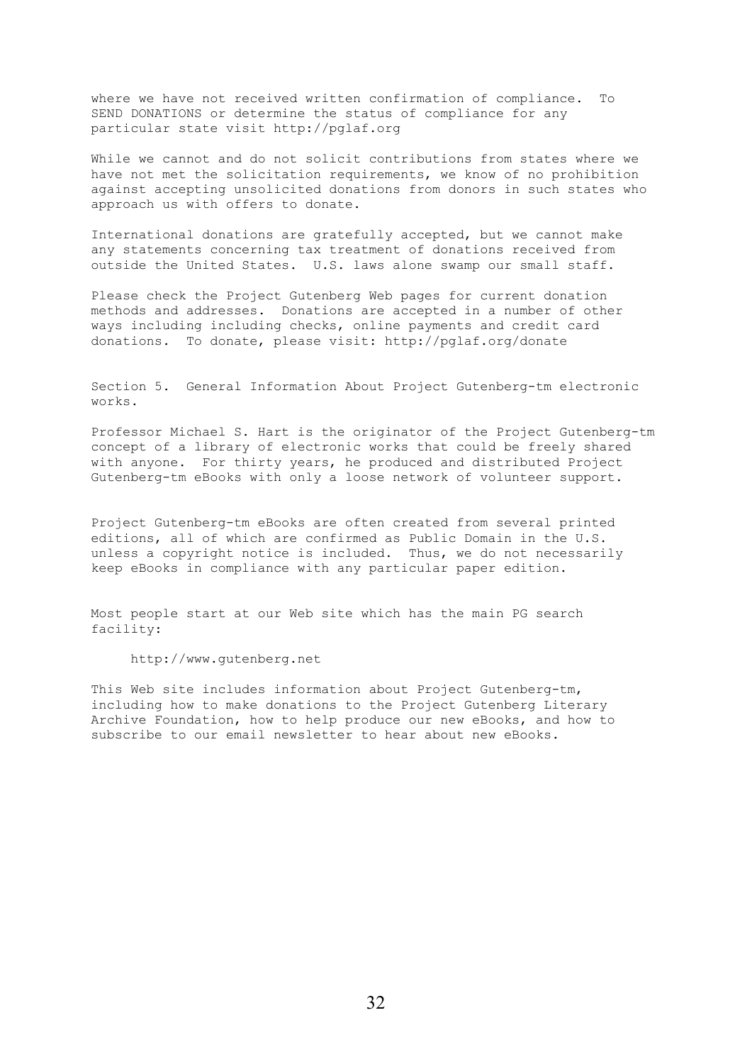where we have not received written confirmation of compliance. To SEND DONATIONS or determine the status of compliance for any particular state visit http://pglaf.org

While we cannot and do not solicit contributions from states where we have not met the solicitation requirements, we know of no prohibition against accepting unsolicited donations from donors in such states who approach us with offers to donate.

International donations are gratefully accepted, but we cannot make any statements concerning tax treatment of donations received from outside the United States. U.S. laws alone swamp our small staff.

Please check the Project Gutenberg Web pages for current donation methods and addresses. Donations are accepted in a number of other ways including including checks, online payments and credit card donations. To donate, please visit: http://pglaf.org/donate

Section 5. General Information About Project Gutenberg-tm electronic works.

Professor Michael S. Hart is the originator of the Project Gutenberg-tm concept of a library of electronic works that could be freely shared with anyone. For thirty years, he produced and distributed Project Gutenberg-tm eBooks with only a loose network of volunteer support.

Project Gutenberg-tm eBooks are often created from several printed editions, all of which are confirmed as Public Domain in the U.S. unless a copyright notice is included. Thus, we do not necessarily keep eBooks in compliance with any particular paper edition.

Most people start at our Web site which has the main PG search facility:

http://www.gutenberg.net

This Web site includes information about Project Gutenberg-tm, including how to make donations to the Project Gutenberg Literary Archive Foundation, how to help produce our new eBooks, and how to subscribe to our email newsletter to hear about new eBooks.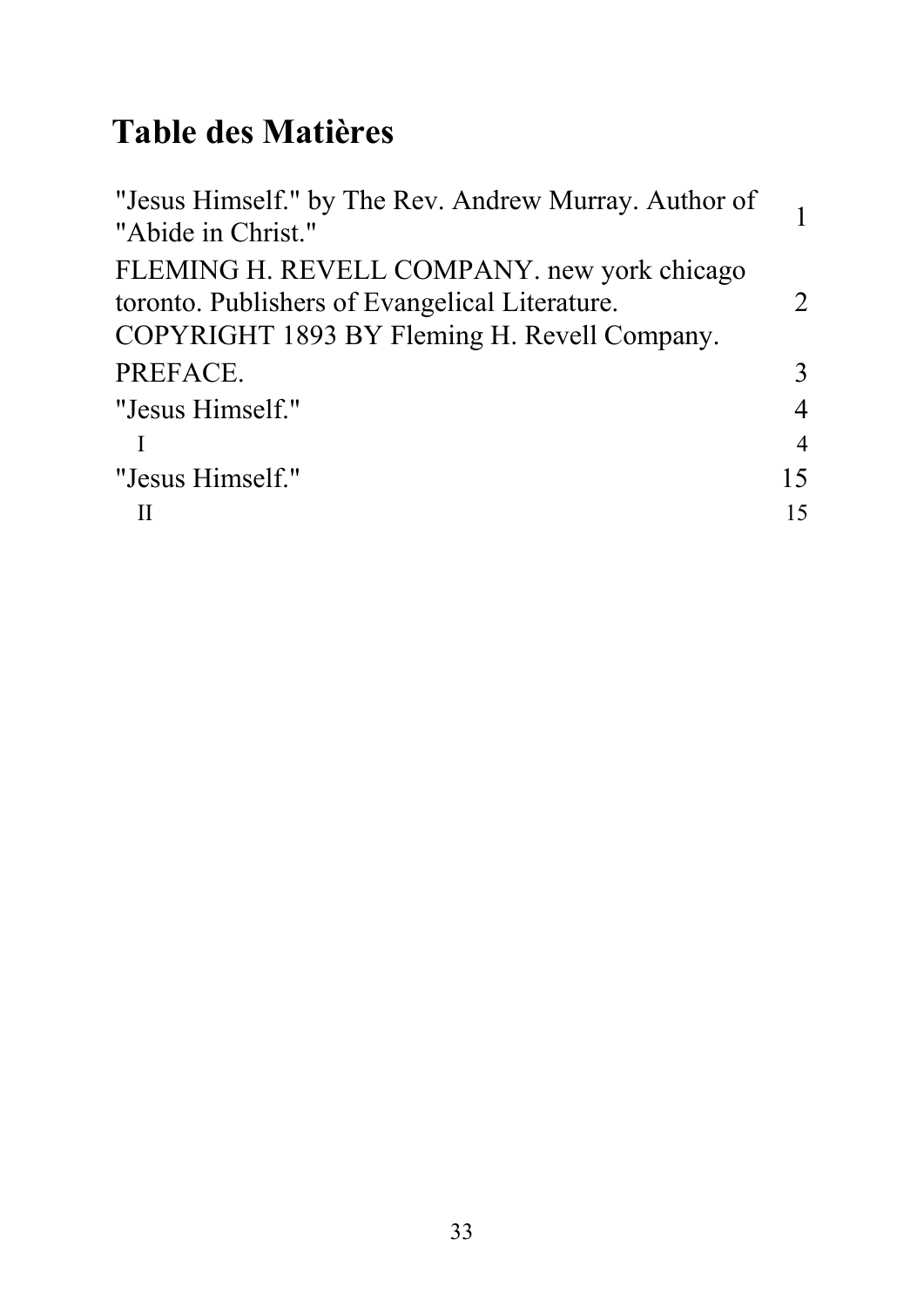# Table des Matières

| | |
|---|---|
| "Jesus Himself." by The Rev. Andrew Murray. Author of "Abide in Christ." | 1 |
| FLEMING H. REVELL COMPANY. new york chicago toronto. Publishers of Evangelical Literature. COPYRIGHT 1893 BY Fleming H. Revell Company. | 2 |
| PREFACE. | 3 |
| "Jesus Himself." | 4 |
| I | 4 |
| "Jesus Himself." | 15 |
| II | 15 |